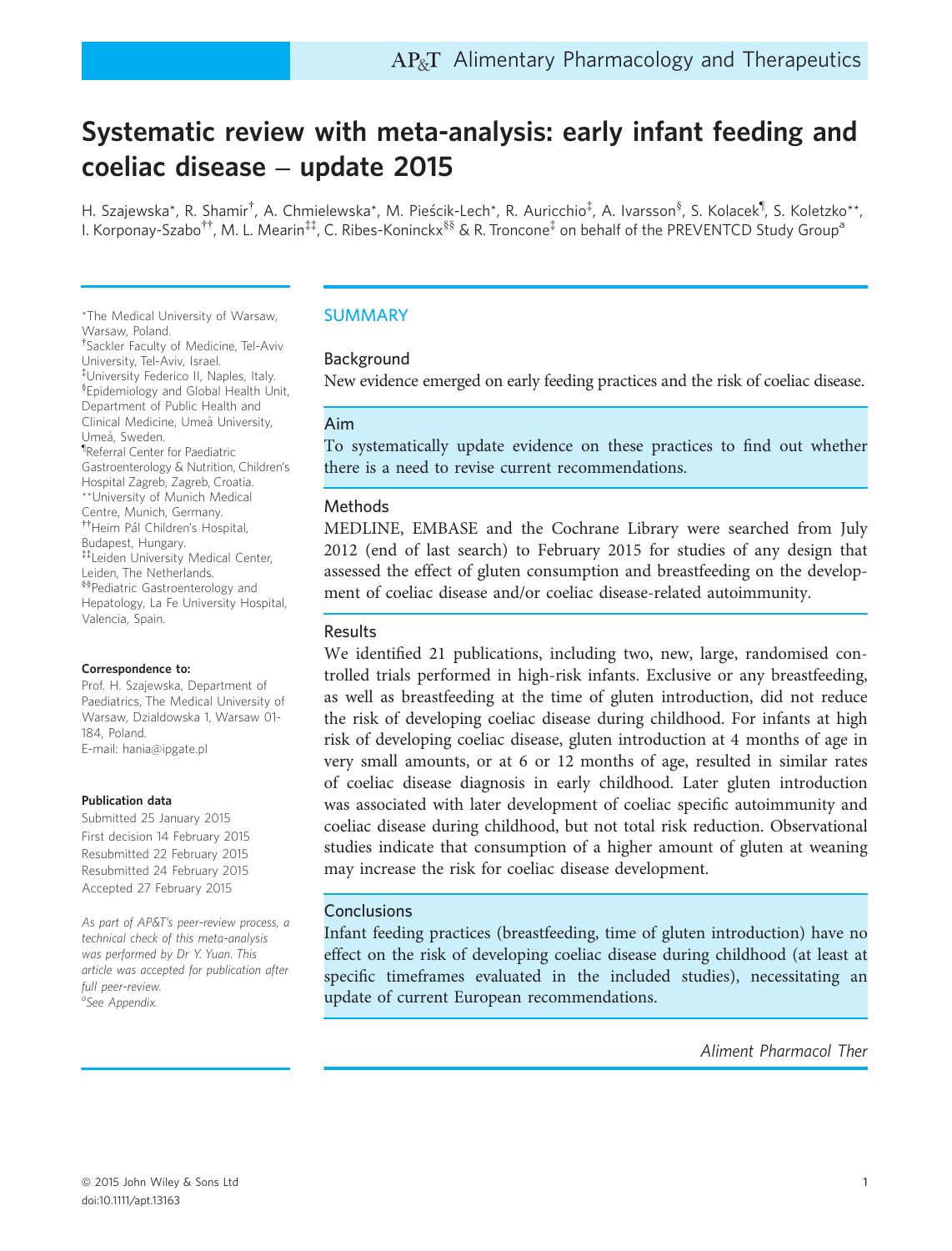# Systematic review with meta-analysis: early infant feeding and coeliac disease – update 2015

H. Szajewska*, R. Shamir[†], A. Chmielewska*, M. Pieścik-Lech*, R. Auricchio[‡], A. Ivarsson[§], S. Kolacek[¶], S. Koletzko**, I. Korponay-Szabo[††], M. L. Mearin[‡‡], C. Ribes-Koninckx[§§] & R. Troncone[‡] on behalf of the PREVENTCD Study Group[a]

*The Medical University of Warsaw, Warsaw, Poland.
[†]Sackler Faculty of Medicine, Tel-Aviv University, Tel-Aviv, Israel.
[‡]University Federico II, Naples, Italy.
[§]Epidemiology and Global Health Unit, Department of Public Health and Clinical Medicine, Umeå University, Umeå, Sweden.
[¶]Referral Center for Paediatric Gastroenterology & Nutrition, Children's Hospital Zagreb, Zagreb, Croatia.
**University of Munich Medical Centre, Munich, Germany.
[††]Heim Pál Children's Hospital, Budapest, Hungary.
[‡‡]Leiden University Medical Center, Leiden, The Netherlands.
[§§]Pediatric Gastroenterology and Hepatology, La Fe University Hospital, Valencia, Spain.

**Correspondence to:**
Prof. H. Szajewska, Department of Paediatrics, The Medical University of Warsaw, Dzialdowska 1, Warsaw 01-184, Poland.
E-mail: hania@ipgate.pl

**Publication data**
Submitted 25 January 2015
First decision 14 February 2015
Resubmitted 22 February 2015
Resubmitted 24 February 2015
Accepted 27 February 2015

*As part of AP&T's peer-review process, a technical check of this meta-analysis was performed by Dr Y. Yuan. This article was accepted for publication after full peer-review.*
[a]*See Appendix.*

## SUMMARY

### Background

New evidence emerged on early feeding practices and the risk of coeliac disease.

### Aim

To systematically update evidence on these practices to find out whether there is a need to revise current recommendations.

### Methods

MEDLINE, EMBASE and the Cochrane Library were searched from July 2012 (end of last search) to February 2015 for studies of any design that assessed the effect of gluten consumption and breastfeeding on the development of coeliac disease and/or coeliac disease-related autoimmunity.

### Results

We identified 21 publications, including two, new, large, randomised controlled trials performed in high-risk infants. Exclusive or any breastfeeding, as well as breastfeeding at the time of gluten introduction, did not reduce the risk of developing coeliac disease during childhood. For infants at high risk of developing coeliac disease, gluten introduction at 4 months of age in very small amounts, or at 6 or 12 months of age, resulted in similar rates of coeliac disease diagnosis in early childhood. Later gluten introduction was associated with later development of coeliac specific autoimmunity and coeliac disease during childhood, but not total risk reduction. Observational studies indicate that consumption of a higher amount of gluten at weaning may increase the risk for coeliac disease development.

### Conclusions

Infant feeding practices (breastfeeding, time of gluten introduction) have no effect on the risk of developing coeliac disease during childhood (at least at specific timeframes evaluated in the included studies), necessitating an update of current European recommendations.

*Aliment Pharmacol Ther*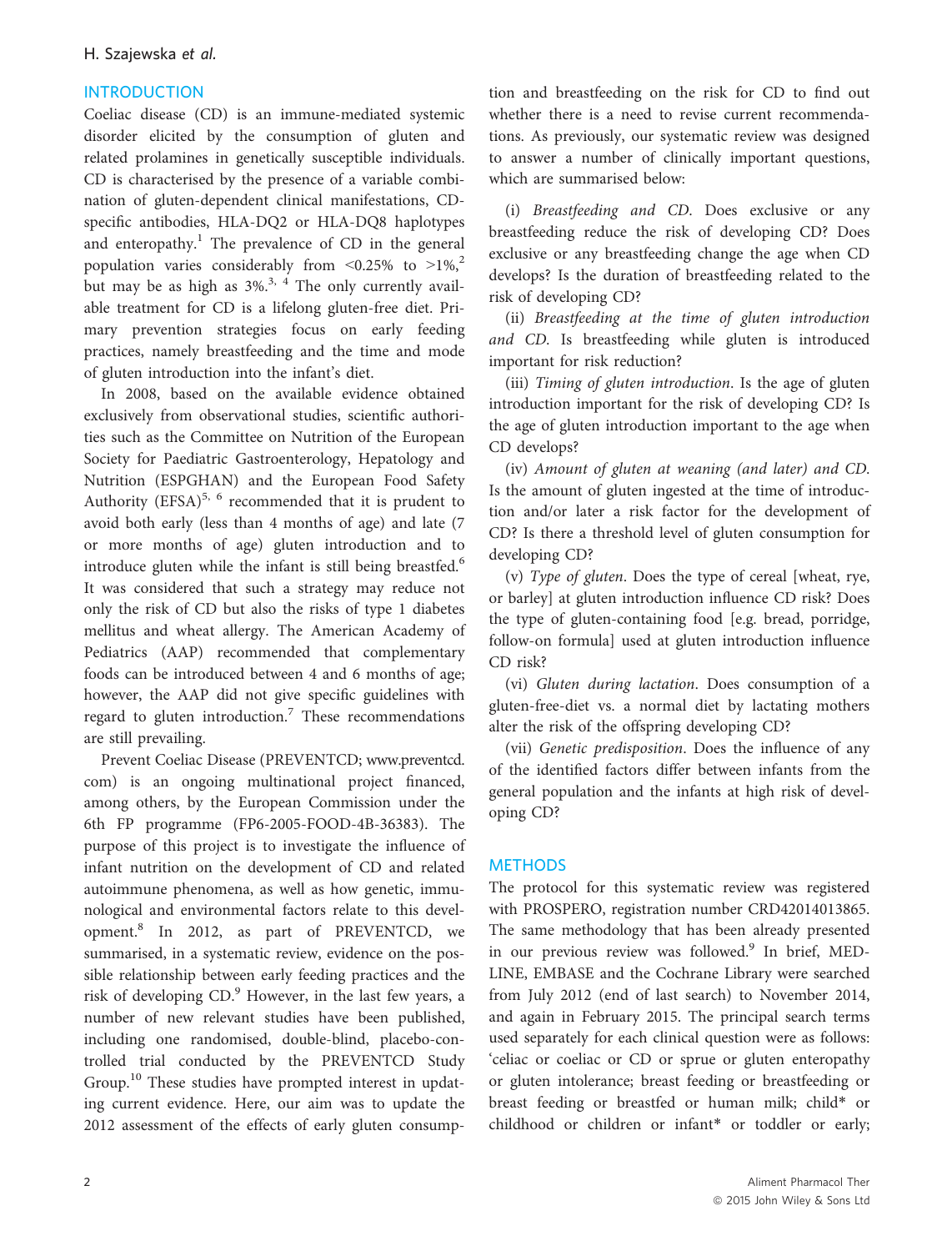## INTRODUCTION

Coeliac disease (CD) is an immune-mediated systemic disorder elicited by the consumption of gluten and related prolamines in genetically susceptible individuals. CD is characterised by the presence of a variable combination of gluten-dependent clinical manifestations, CD-specific antibodies, HLA-DQ2 or HLA-DQ8 haplotypes and enteropathy.[1] The prevalence of CD in the general population varies considerably from <0.25% to >1%,[2] but may be as high as 3%.[3, 4] The only currently available treatment for CD is a lifelong gluten-free diet. Primary prevention strategies focus on early feeding practices, namely breastfeeding and the time and mode of gluten introduction into the infant's diet.

In 2008, based on the available evidence obtained exclusively from observational studies, scientific authorities such as the Committee on Nutrition of the European Society for Paediatric Gastroenterology, Hepatology and Nutrition (ESPGHAN) and the European Food Safety Authority (EFSA)[5, 6] recommended that it is prudent to avoid both early (less than 4 months of age) and late (7 or more months of age) gluten introduction and to introduce gluten while the infant is still being breastfed.[6] It was considered that such a strategy may reduce not only the risk of CD but also the risks of type 1 diabetes mellitus and wheat allergy. The American Academy of Pediatrics (AAP) recommended that complementary foods can be introduced between 4 and 6 months of age; however, the AAP did not give specific guidelines with regard to gluten introduction.[7] These recommendations are still prevailing.

Prevent Coeliac Disease (PREVENTCD; www.preventcd.com) is an ongoing multinational project financed, among others, by the European Commission under the 6th FP programme (FP6-2005-FOOD-4B-36383). The purpose of this project is to investigate the influence of infant nutrition on the development of CD and related autoimmune phenomena, as well as how genetic, immunological and environmental factors relate to this development.[8] In 2012, as part of PREVENTCD, we summarised, in a systematic review, evidence on the possible relationship between early feeding practices and the risk of developing CD.[9] However, in the last few years, a number of new relevant studies have been published, including one randomised, double-blind, placebo-controlled trial conducted by the PREVENTCD Study Group.[10] These studies have prompted interest in updating current evidence. Here, our aim was to update the 2012 assessment of the effects of early gluten consumption and breastfeeding on the risk for CD to find out whether there is a need to revise current recommendations. As previously, our systematic review was designed to answer a number of clinically important questions, which are summarised below:

(i) *Breastfeeding and CD*. Does exclusive or any breastfeeding reduce the risk of developing CD? Does exclusive or any breastfeeding change the age when CD develops? Is the duration of breastfeeding related to the risk of developing CD?

(ii) *Breastfeeding at the time of gluten introduction and CD*. Is breastfeeding while gluten is introduced important for risk reduction?

(iii) *Timing of gluten introduction*. Is the age of gluten introduction important for the risk of developing CD? Is the age of gluten introduction important to the age when CD develops?

(iv) *Amount of gluten at weaning (and later) and CD*. Is the amount of gluten ingested at the time of introduction and/or later a risk factor for the development of CD? Is there a threshold level of gluten consumption for developing CD?

(v) *Type of gluten*. Does the type of cereal [wheat, rye, or barley] at gluten introduction influence CD risk? Does the type of gluten-containing food [e.g. bread, porridge, follow-on formula] used at gluten introduction influence CD risk?

(vi) *Gluten during lactation*. Does consumption of a gluten-free-diet vs. a normal diet by lactating mothers alter the risk of the offspring developing CD?

(vii) *Genetic predisposition*. Does the influence of any of the identified factors differ between infants from the general population and the infants at high risk of developing CD?

## METHODS

The protocol for this systematic review was registered with PROSPERO, registration number CRD42014013865. The same methodology that has been already presented in our previous review was followed.[9] In brief, MEDLINE, EMBASE and the Cochrane Library were searched from July 2012 (end of last search) to November 2014, and again in February 2015. The principal search terms used separately for each clinical question were as follows: 'celiac or coeliac or CD or sprue or gluten enteropathy or gluten intolerance; breast feeding or breastfeeding or breast feeding or breastfed or human milk; child* or childhood or children or infant* or toddler or early;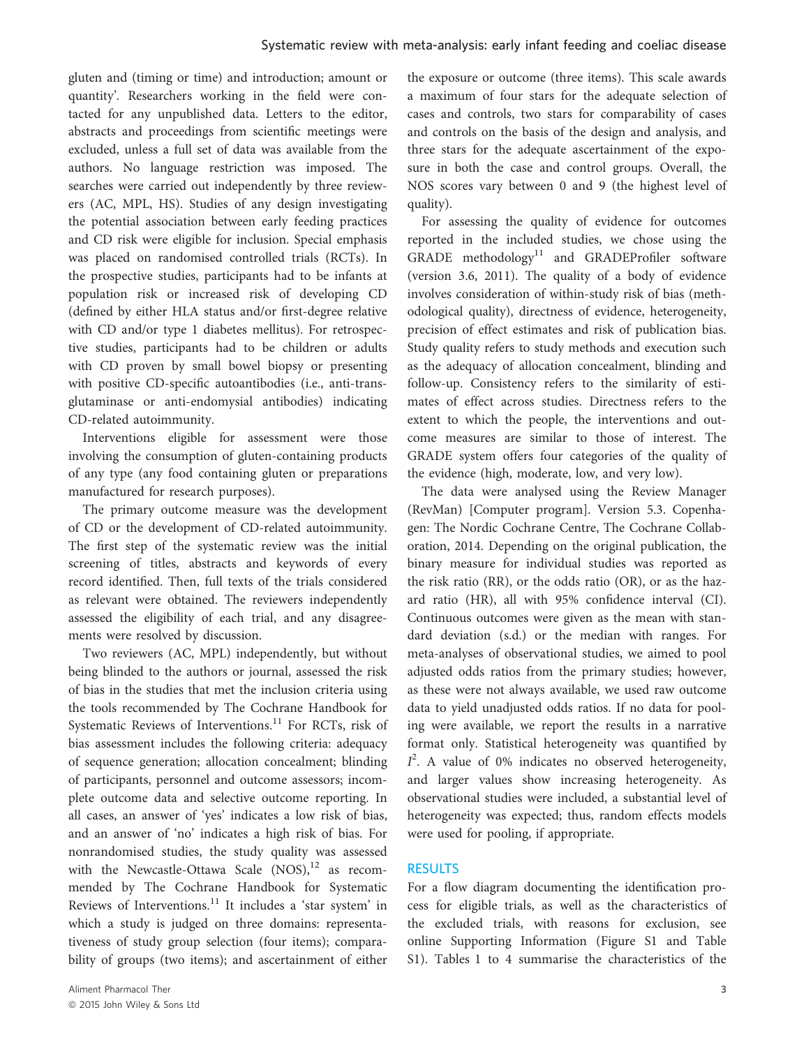gluten and (timing or time) and introduction; amount or quantity'. Researchers working in the field were contacted for any unpublished data. Letters to the editor, abstracts and proceedings from scientific meetings were excluded, unless a full set of data was available from the authors. No language restriction was imposed. The searches were carried out independently by three reviewers (AC, MPL, HS). Studies of any design investigating the potential association between early feeding practices and CD risk were eligible for inclusion. Special emphasis was placed on randomised controlled trials (RCTs). In the prospective studies, participants had to be infants at population risk or increased risk of developing CD (defined by either HLA status and/or first-degree relative with CD and/or type 1 diabetes mellitus). For retrospective studies, participants had to be children or adults with CD proven by small bowel biopsy or presenting with positive CD-specific autoantibodies (i.e., anti-transglutaminase or anti-endomysial antibodies) indicating CD-related autoimmunity.

Interventions eligible for assessment were those involving the consumption of gluten-containing products of any type (any food containing gluten or preparations manufactured for research purposes).

The primary outcome measure was the development of CD or the development of CD-related autoimmunity. The first step of the systematic review was the initial screening of titles, abstracts and keywords of every record identified. Then, full texts of the trials considered as relevant were obtained. The reviewers independently assessed the eligibility of each trial, and any disagreements were resolved by discussion.

Two reviewers (AC, MPL) independently, but without being blinded to the authors or journal, assessed the risk of bias in the studies that met the inclusion criteria using the tools recommended by The Cochrane Handbook for Systematic Reviews of Interventions.[11] For RCTs, risk of bias assessment includes the following criteria: adequacy of sequence generation; allocation concealment; blinding of participants, personnel and outcome assessors; incomplete outcome data and selective outcome reporting. In all cases, an answer of 'yes' indicates a low risk of bias, and an answer of 'no' indicates a high risk of bias. For nonrandomised studies, the study quality was assessed with the Newcastle-Ottawa Scale (NOS),[12] as recommended by The Cochrane Handbook for Systematic Reviews of Interventions.[11] It includes a 'star system' in which a study is judged on three domains: representativeness of study group selection (four items); comparability of groups (two items); and ascertainment of either the exposure or outcome (three items). This scale awards a maximum of four stars for the adequate selection of cases and controls, two stars for comparability of cases and controls on the basis of the design and analysis, and three stars for the adequate ascertainment of the exposure in both the case and control groups. Overall, the NOS scores vary between 0 and 9 (the highest level of quality).

For assessing the quality of evidence for outcomes reported in the included studies, we chose using the GRADE methodology[11] and GRADEProfiler software (version 3.6, 2011). The quality of a body of evidence involves consideration of within-study risk of bias (methodological quality), directness of evidence, heterogeneity, precision of effect estimates and risk of publication bias. Study quality refers to study methods and execution such as the adequacy of allocation concealment, blinding and follow-up. Consistency refers to the similarity of estimates of effect across studies. Directness refers to the extent to which the people, the interventions and outcome measures are similar to those of interest. The GRADE system offers four categories of the quality of the evidence (high, moderate, low, and very low).

The data were analysed using the Review Manager (RevMan) [Computer program]. Version 5.3. Copenhagen: The Nordic Cochrane Centre, The Cochrane Collaboration, 2014. Depending on the original publication, the binary measure for individual studies was reported as the risk ratio (RR), or the odds ratio (OR), or as the hazard ratio (HR), all with 95% confidence interval (CI). Continuous outcomes were given as the mean with standard deviation (s.d.) or the median with ranges. For meta-analyses of observational studies, we aimed to pool adjusted odds ratios from the primary studies; however, as these were not always available, we used raw outcome data to yield unadjusted odds ratios. If no data for pooling were available, we report the results in a narrative format only. Statistical heterogeneity was quantified by $I^2$. A value of 0% indicates no observed heterogeneity, and larger values show increasing heterogeneity. As observational studies were included, a substantial level of heterogeneity was expected; thus, random effects models were used for pooling, if appropriate.

## RESULTS

For a flow diagram documenting the identification process for eligible trials, as well as the characteristics of the excluded trials, with reasons for exclusion, see online Supporting Information (Figure S1 and Table S1). Tables 1 to 4 summarise the characteristics of the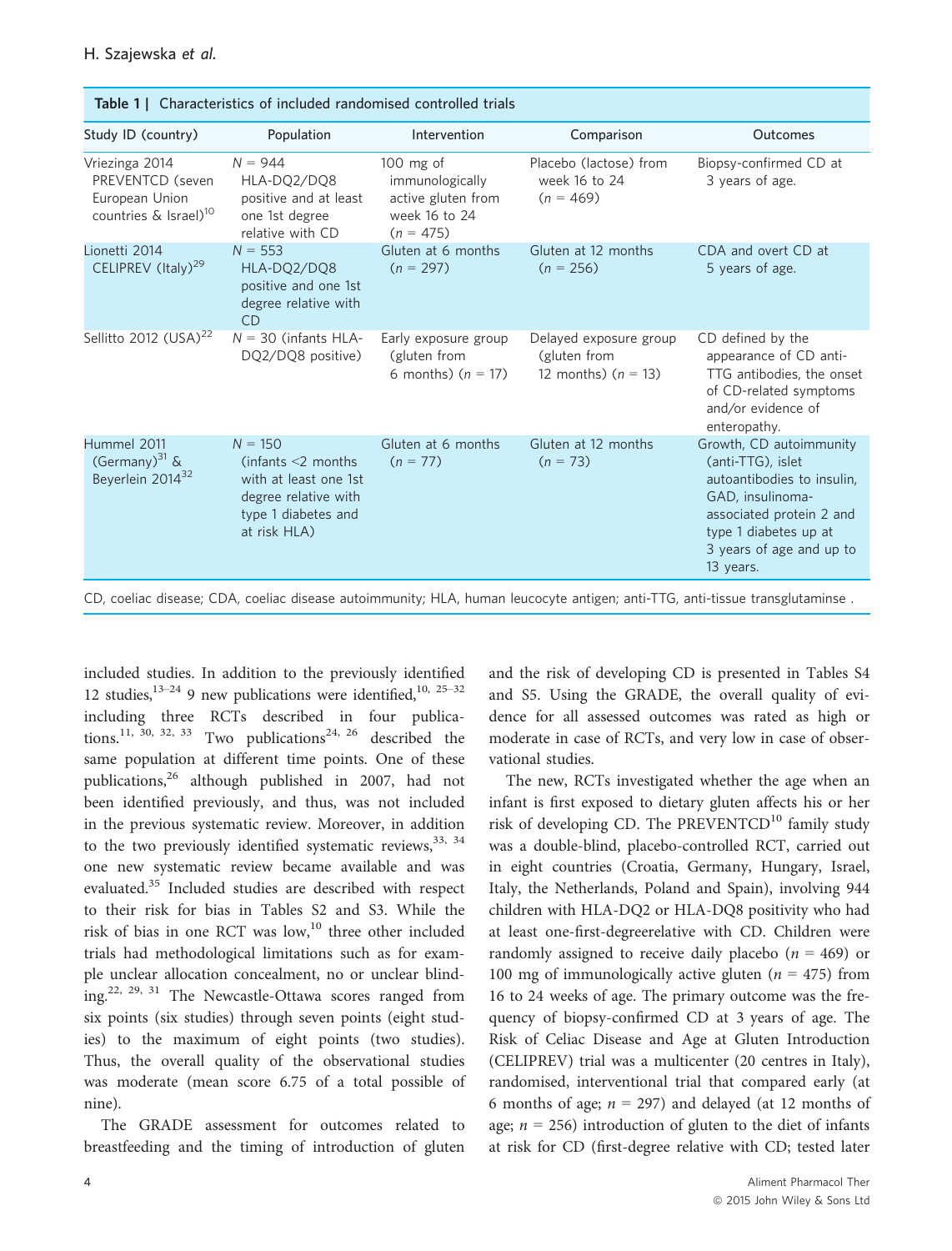**Table 1 | Characteristics of included randomised controlled trials**

| Study ID (country) | Population | Intervention | Comparison | Outcomes |
|---|---|---|---|---|
| Vriezinga 2014 PREVENTCD (seven European Union countries & Israel)[10] | $N = 944$ HLA-DQ2/DQ8 positive and at least one 1st degree relative with CD | 100 mg of immunologically active gluten from week 16 to 24 ($n = 475$) | Placebo (lactose) from week 16 to 24 ($n = 469$) | Biopsy-confirmed CD at 3 years of age. |
| Lionetti 2014 CELIPREV (Italy)[29] | $N = 553$ HLA-DQ2/DQ8 positive and one 1st degree relative with CD | Gluten at 6 months ($n = 297$) | Gluten at 12 months ($n = 256$) | CDA and overt CD at 5 years of age. |
| Sellitto 2012 (USA)[22] | $N = 30$ (infants HLA-DQ2/DQ8 positive) | Early exposure group (gluten from 6 months) ($n = 17$) | Delayed exposure group (gluten from 12 months) ($n = 13$) | CD defined by the appearance of CD anti-TTG antibodies, the onset of CD-related symptoms and/or evidence of enteropathy. |
| Hummel 2011 (Germany)[31] & Beyerlein 2014[32] | $N = 150$ (infants <2 months with at least one 1st degree relative with type 1 diabetes and at risk HLA) | Gluten at 6 months ($n = 77$) | Gluten at 12 months ($n = 73$) | Growth, CD autoimmunity (anti-TTG), islet autoantibodies to insulin, GAD, insulinoma-associated protein 2 and type 1 diabetes up at 3 years of age and up to 13 years. |

CD, coeliac disease; CDA, coeliac disease autoimmunity; HLA, human leucocyte antigen; anti-TTG, anti-tissue transglutaminse .

included studies. In addition to the previously identified 12 studies,[13–24] 9 new publications were identified,[10, 25–32] including three RCTs described in four publications.[11, 30, 32, 33] Two publications[24, 26] described the same population at different time points. One of these publications,[26] although published in 2007, had not been identified previously, and thus, was not included in the previous systematic review. Moreover, in addition to the two previously identified systematic reviews,[33, 34] one new systematic review became available and was evaluated.[35] Included studies are described with respect to their risk for bias in Tables S2 and S3. While the risk of bias in one RCT was low,[10] three other included trials had methodological limitations such as for example unclear allocation concealment, no or unclear blinding.[22, 29, 31] The Newcastle-Ottawa scores ranged from six points (six studies) through seven points (eight studies) to the maximum of eight points (two studies). Thus, the overall quality of the observational studies was moderate (mean score 6.75 of a total possible of nine).

The GRADE assessment for outcomes related to breastfeeding and the timing of introduction of gluten and the risk of developing CD is presented in Tables S4 and S5. Using the GRADE, the overall quality of evidence for all assessed outcomes was rated as high or moderate in case of RCTs, and very low in case of observational studies.

The new, RCTs investigated whether the age when an infant is first exposed to dietary gluten affects his or her risk of developing CD. The PREVENTCD[10] family study was a double-blind, placebo-controlled RCT, carried out in eight countries (Croatia, Germany, Hungary, Israel, Italy, the Netherlands, Poland and Spain), involving 944 children with HLA-DQ2 or HLA-DQ8 positivity who had at least one-first-degreerelative with CD. Children were randomly assigned to receive daily placebo ($n = 469$) or 100 mg of immunologically active gluten ($n = 475$) from 16 to 24 weeks of age. The primary outcome was the frequency of biopsy-confirmed CD at 3 years of age. The Risk of Celiac Disease and Age at Gluten Introduction (CELIPREV) trial was a multicenter (20 centres in Italy), randomised, interventional trial that compared early (at 6 months of age; $n = 297$) and delayed (at 12 months of age; $n = 256$) introduction of gluten to the diet of infants at risk for CD (first-degree relative with CD; tested later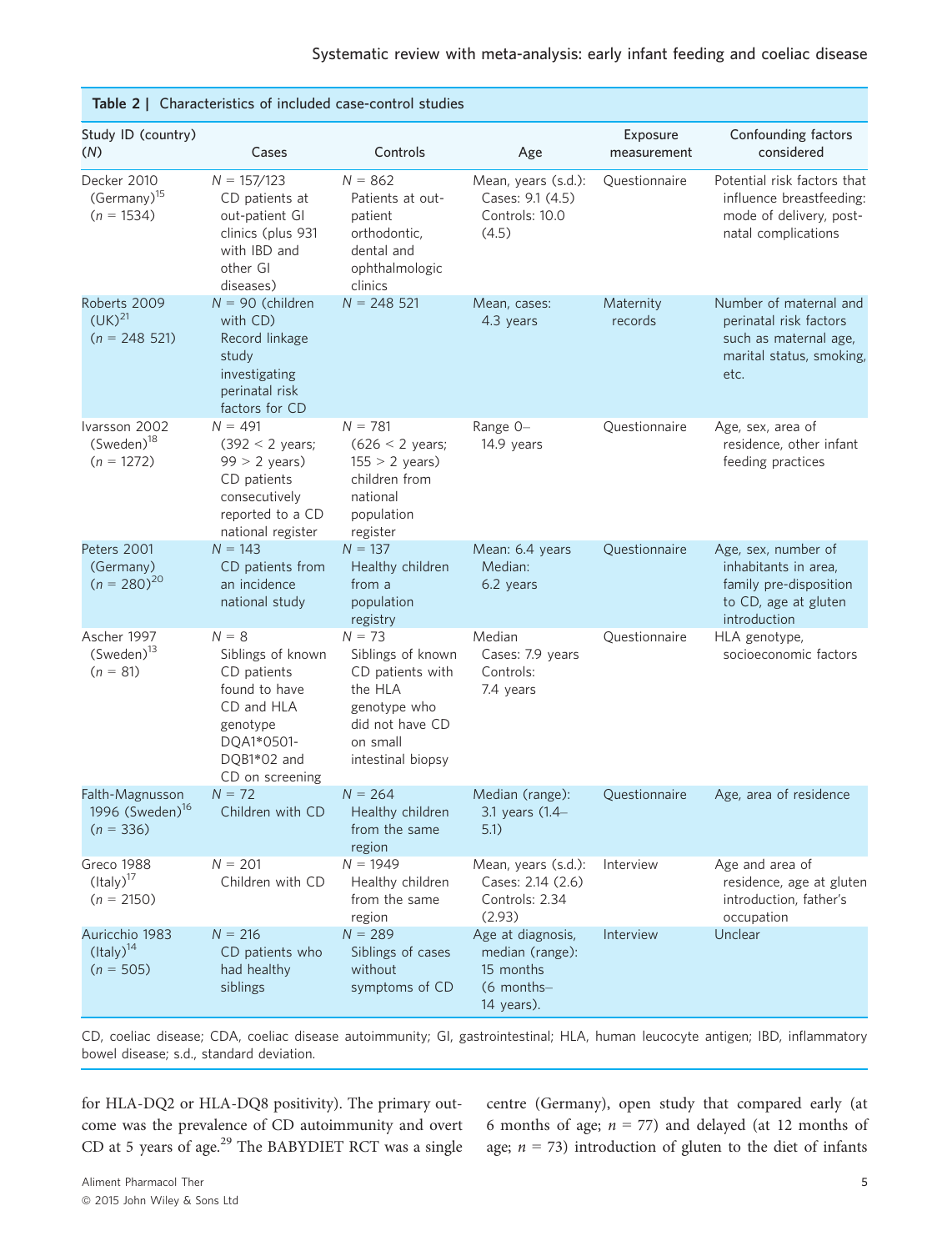**Table 2 | Characteristics of included case-control studies**

| Study ID (country) (*N*) | Cases | Controls | Age | Exposure measurement | Confounding factors considered |
|---|---|---|---|---|---|
| Decker 2010 (Germany)[15] (*n* = 1534) | *N* = 157/123 CD patients at out-patient GI clinics (plus 931 with IBD and other GI diseases) | *N* = 862 Patients at out-patient orthodontic, dental and ophthalmologic clinics | Mean, years (s.d.): Cases: 9.1 (4.5) Controls: 10.0 (4.5) | Questionnaire | Potential risk factors that influence breastfeeding: mode of delivery, post-natal complications |
| Roberts 2009 (UK)[21] (*n* = 248 521) | *N* = 90 (children with CD) Record linkage study investigating perinatal risk factors for CD | *N* = 248 521 | Mean, cases: 4.3 years | Maternity records | Number of maternal and perinatal risk factors such as maternal age, marital status, smoking, etc. |
| Ivarsson 2002 (Sweden)[18] (*n* = 1272) | *N* = 491 (392 < 2 years; 99 > 2 years) CD patients consecutively reported to a CD national register | *N* = 781 (626 < 2 years; 155 > 2 years) children from national population register | Range 0–14.9 years | Questionnaire | Age, sex, area of residence, other infant feeding practices |
| Peters 2001 (Germany) (*n* = 280)[20] | *N* = 143 CD patients from an incidence national study | *N* = 137 Healthy children from a population registry | Mean: 6.4 years Median: 6.2 years | Questionnaire | Age, sex, number of inhabitants in area, family pre-disposition to CD, age at gluten introduction |
| Ascher 1997 (Sweden)[13] (*n* = 81) | *N* = 8 Siblings of known CD patients found to have CD and HLA genotype DQA1*0501-DQB1*02 and CD on screening | *N* = 73 Siblings of known CD patients with the HLA genotype who did not have CD on small intestinal biopsy | Median Cases: 7.9 years Controls: 7.4 years | Questionnaire | HLA genotype, socioeconomic factors |
| Falth-Magnusson 1996 (Sweden)[16] (*n* = 336) | *N* = 72 Children with CD | *N* = 264 Healthy children from the same region | Median (range): 3.1 years (1.4–5.1) | Questionnaire | Age, area of residence |
| Greco 1988 (Italy)[17] (*n* = 2150) | *N* = 201 Children with CD | *N* = 1949 Healthy children from the same region | Mean, years (s.d.): Cases: 2.14 (2.6) Controls: 2.34 (2.93) | Interview | Age and area of residence, age at gluten introduction, father's occupation |
| Auricchio 1983 (Italy)[14] (*n* = 505) | *N* = 216 CD patients who had healthy siblings | *N* = 289 Siblings of cases without symptoms of CD | Age at diagnosis, median (range): 15 months (6 months–14 years). | Interview | Unclear |

CD, coeliac disease; CDA, coeliac disease autoimmunity; GI, gastrointestinal; HLA, human leucocyte antigen; IBD, inflammatory bowel disease; s.d., standard deviation.

for HLA-DQ2 or HLA-DQ8 positivity). The primary outcome was the prevalence of CD autoimmunity and overt CD at 5 years of age.[29] The BABYDIET RCT was a single centre (Germany), open study that compared early (at 6 months of age; *n* = 77) and delayed (at 12 months of age; *n* = 73) introduction of gluten to the diet of infants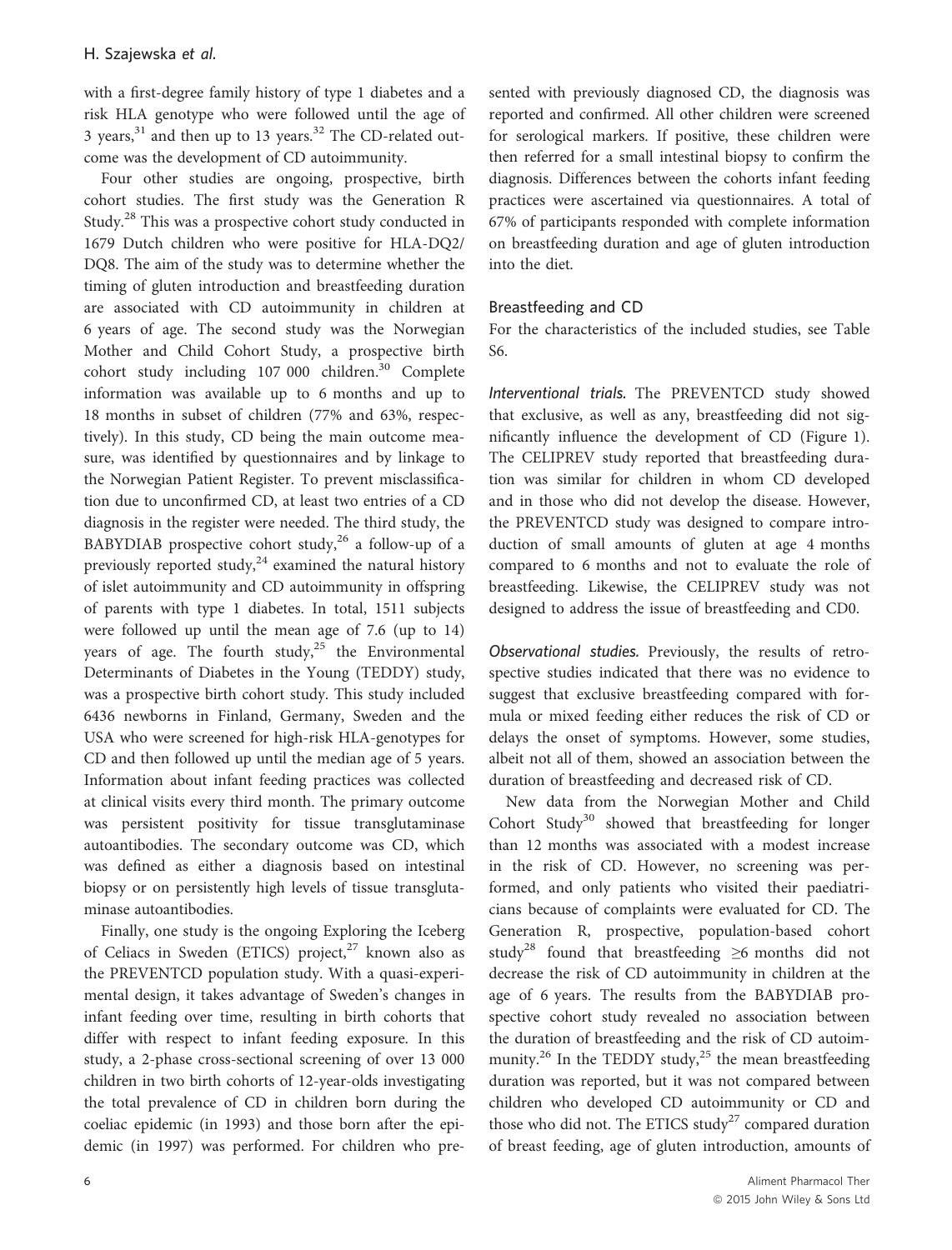with a first-degree family history of type 1 diabetes and a risk HLA genotype who were followed until the age of 3 years,[31] and then up to 13 years.[32] The CD-related outcome was the development of CD autoimmunity.

Four other studies are ongoing, prospective, birth cohort studies. The first study was the Generation R Study.[28] This was a prospective cohort study conducted in 1679 Dutch children who were positive for HLA-DQ2/DQ8. The aim of the study was to determine whether the timing of gluten introduction and breastfeeding duration are associated with CD autoimmunity in children at 6 years of age. The second study was the Norwegian Mother and Child Cohort Study, a prospective birth cohort study including 107 000 children.[30] Complete information was available up to 6 months and up to 18 months in subset of children (77% and 63%, respectively). In this study, CD being the main outcome measure, was identified by questionnaires and by linkage to the Norwegian Patient Register. To prevent misclassification due to unconfirmed CD, at least two entries of a CD diagnosis in the register were needed. The third study, the BABYDIAB prospective cohort study,[26] a follow-up of a previously reported study,[24] examined the natural history of islet autoimmunity and CD autoimmunity in offspring of parents with type 1 diabetes. In total, 1511 subjects were followed up until the mean age of 7.6 (up to 14) years of age. The fourth study,[25] the Environmental Determinants of Diabetes in the Young (TEDDY) study, was a prospective birth cohort study. This study included 6436 newborns in Finland, Germany, Sweden and the USA who were screened for high-risk HLA-genotypes for CD and then followed up until the median age of 5 years. Information about infant feeding practices was collected at clinical visits every third month. The primary outcome was persistent positivity for tissue transglutaminase autoantibodies. The secondary outcome was CD, which was defined as either a diagnosis based on intestinal biopsy or on persistently high levels of tissue transglutaminase autoantibodies.

Finally, one study is the ongoing Exploring the Iceberg of Celiacs in Sweden (ETICS) project,[27] known also as the PREVENTCD population study. With a quasi-experimental design, it takes advantage of Sweden's changes in infant feeding over time, resulting in birth cohorts that differ with respect to infant feeding exposure. In this study, a 2-phase cross-sectional screening of over 13 000 children in two birth cohorts of 12-year-olds investigating the total prevalence of CD in children born during the coeliac epidemic (in 1993) and those born after the epidemic (in 1997) was performed. For children who presented with previously diagnosed CD, the diagnosis was reported and confirmed. All other children were screened for serological markers. If positive, these children were then referred for a small intestinal biopsy to confirm the diagnosis. Differences between the cohorts infant feeding practices were ascertained via questionnaires. A total of 67% of participants responded with complete information on breastfeeding duration and age of gluten introduction into the diet.

### Breastfeeding and CD

For the characteristics of the included studies, see Table S6.

*Interventional trials.* The PREVENTCD study showed that exclusive, as well as any, breastfeeding did not significantly influence the development of CD (Figure 1). The CELIPREV study reported that breastfeeding duration was similar for children in whom CD developed and in those who did not develop the disease. However, the PREVENTCD study was designed to compare introduction of small amounts of gluten at age 4 months compared to 6 months and not to evaluate the role of breastfeeding. Likewise, the CELIPREV study was not designed to address the issue of breastfeeding and CD0.

*Observational studies.* Previously, the results of retrospective studies indicated that there was no evidence to suggest that exclusive breastfeeding compared with formula or mixed feeding either reduces the risk of CD or delays the onset of symptoms. However, some studies, albeit not all of them, showed an association between the duration of breastfeeding and decreased risk of CD.

New data from the Norwegian Mother and Child Cohort Study[30] showed that breastfeeding for longer than 12 months was associated with a modest increase in the risk of CD. However, no screening was performed, and only patients who visited their paediatricians because of complaints were evaluated for CD. The Generation R, prospective, population-based cohort study[28] found that breastfeeding ≥6 months did not decrease the risk of CD autoimmunity in children at the age of 6 years. The results from the BABYDIAB prospective cohort study revealed no association between the duration of breastfeeding and the risk of CD autoimmunity.[26] In the TEDDY study,[25] the mean breastfeeding duration was reported, but it was not compared between children who developed CD autoimmunity or CD and those who did not. The ETICS study[27] compared duration of breast feeding, age of gluten introduction, amounts of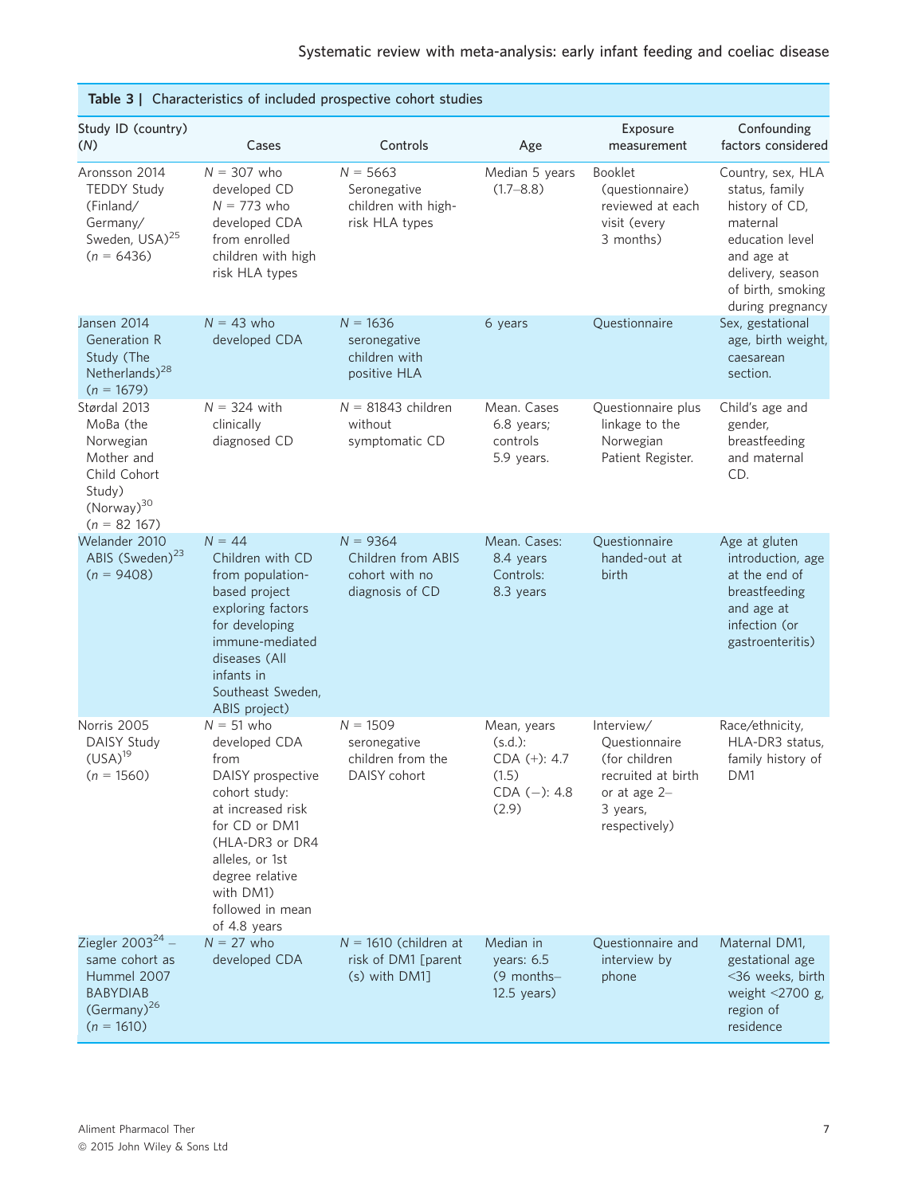**Table 3 | Characteristics of included prospective cohort studies**

| Study ID (country) (*N*) | Cases | Controls | Age | Exposure measurement | Confounding factors considered |
|---|---|---|---|---|---|
| Aronsson 2014 TEDDY Study (Finland/Germany/Sweden, USA)[25] (*n* = 6436) | *N* = 307 who developed CD *N* = 773 who developed CDA from enrolled children with high risk HLA types | *N* = 5663 Seronegative children with high-risk HLA types | Median 5 years (1.7–8.8) | Booklet (questionnaire) reviewed at each visit (every 3 months) | Country, sex, HLA status, family history of CD, maternal education level and age at delivery, season of birth, smoking during pregnancy |
| Jansen 2014 Generation R Study (The Netherlands)[28] (*n* = 1679) | *N* = 43 who developed CDA | *N* = 1636 seronegative children with positive HLA | 6 years | Questionnaire | Sex, gestational age, birth weight, caesarean section. |
| Størdal 2013 MoBa (the Norwegian Mother and Child Cohort Study) (Norway)[30] (*n* = 82 167) | *N* = 324 with clinically diagnosed CD | *N* = 81843 children without symptomatic CD | Mean. Cases 6.8 years; controls 5.9 years. | Questionnaire plus linkage to the Norwegian Patient Register. | Child's age and gender, breastfeeding and maternal CD. |
| Welander 2010 ABIS (Sweden)[23] (*n* = 9408) | *N* = 44 Children with CD from population-based project exploring factors for developing immune-mediated diseases (All infants in Southeast Sweden, ABIS project) | *N* = 9364 Children from ABIS cohort with no diagnosis of CD | Mean. Cases: 8.4 years Controls: 8.3 years | Questionnaire handed-out at birth | Age at gluten introduction, age at the end of breastfeeding and age at infection (or gastroenteritis) |
| Norris 2005 DAISY Study (USA)[19] (*n* = 1560) | *N* = 51 who developed CDA from DAISY prospective cohort study: at increased risk for CD or DM1 (HLA-DR3 or DR4 alleles, or 1st degree relative with DM1) followed in mean of 4.8 years | *N* = 1509 seronegative children from the DAISY cohort | Mean, years (s.d.): CDA (+): 4.7 (1.5) CDA (−): 4.8 (2.9) | Interview/Questionnaire (for children recruited at birth or at age 2–3 years, respectively) | Race/ethnicity, HLA-DR3 status, family history of DM1 |
| Ziegler 2003[24] – same cohort as Hummel 2007 BABYDIAB (Germany)[26] (*n* = 1610) | *N* = 27 who developed CDA | *N* = 1610 (children at risk of DM1 [parent(s) with DM1] | Median in years: 6.5 (9 months–12.5 years) | Questionnaire and interview by phone | Maternal DM1, gestational age <36 weeks, birth weight <2700 g, region of residence |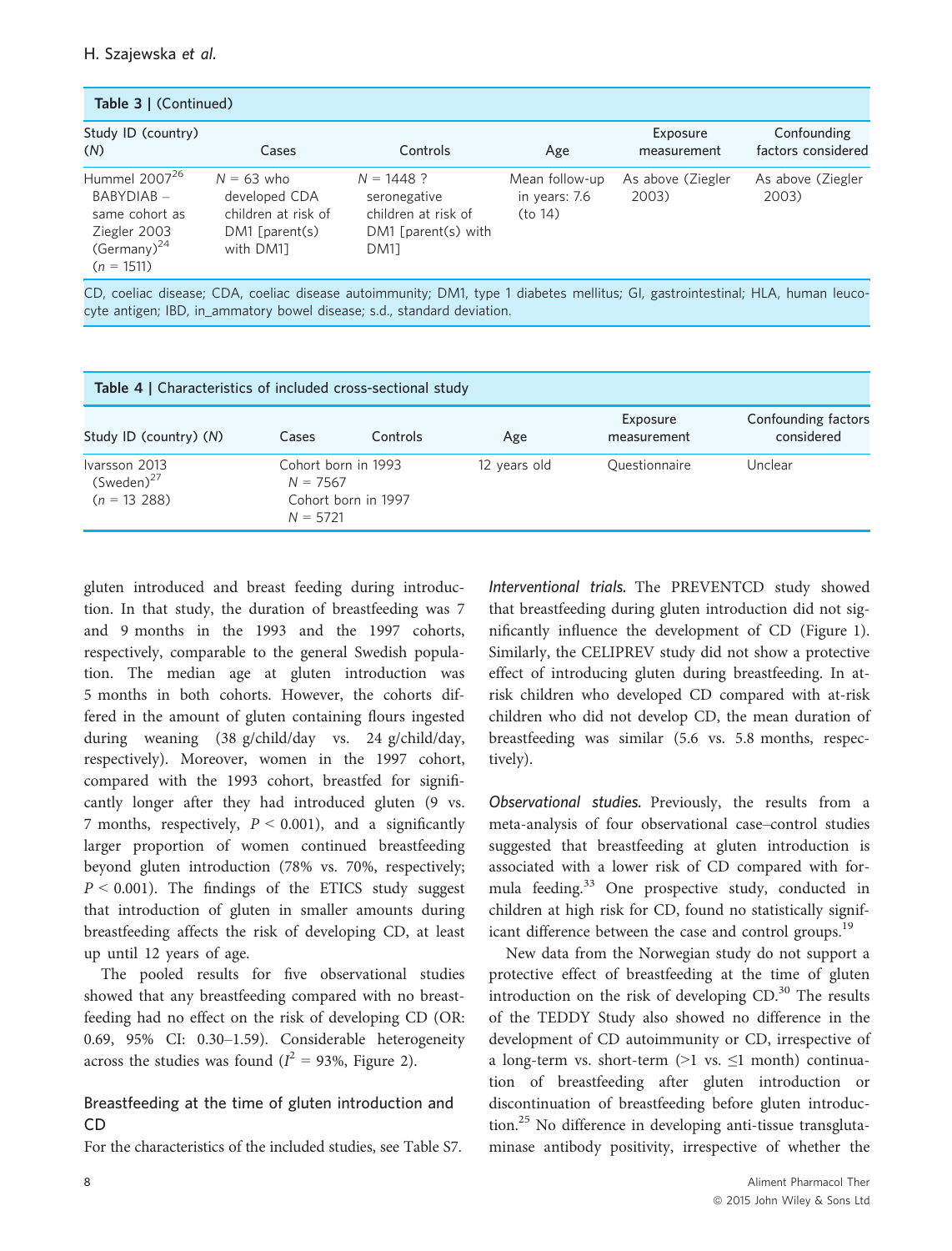**Table 3 | (Continued)**

| Study ID (country) (N) | Cases | Controls | Age | Exposure measurement | Confounding factors considered |
|---|---|---|---|---|---|
| Hummel 2007[26] BABYDIAB – same cohort as Ziegler 2003 (Germany)[24] (n = 1511) | N = 63 who developed CDA children at risk of DM1 [parent(s) with DM1] | N = 1448 ? seronegative children at risk of DM1 [parent(s) with DM1] | Mean follow-up in years: 7.6 (to 14) | As above (Ziegler 2003) | As above (Ziegler 2003) |

CD, coeliac disease; CDA, coeliac disease autoimmunity; DM1, type 1 diabetes mellitus; GI, gastrointestinal; HLA, human leucocyte antigen; IBD, in_ammatory bowel disease; s.d., standard deviation.

**Table 4 | Characteristics of included cross-sectional study**

| Study ID (country) (N) | Cases | Controls | Age | Exposure measurement | Confounding factors considered |
|---|---|---|---|---|---|
| Ivarsson 2013 (Sweden)[27] (n = 13 288) | Cohort born in 1993 N = 7567 Cohort born in 1997 N = 5721 | | 12 years old | Questionnaire | Unclear |

gluten introduced and breast feeding during introduction. In that study, the duration of breastfeeding was 7 and 9 months in the 1993 and the 1997 cohorts, respectively, comparable to the general Swedish population. The median age at gluten introduction was 5 months in both cohorts. However, the cohorts differed in the amount of gluten containing flours ingested during weaning (38 g/child/day vs. 24 g/child/day, respectively). Moreover, women in the 1997 cohort, compared with the 1993 cohort, breastfed for significantly longer after they had introduced gluten (9 vs. 7 months, respectively, $P < 0.001$), and a significantly larger proportion of women continued breastfeeding beyond gluten introduction (78% vs. 70%, respectively; $P < 0.001$). The findings of the ETICS study suggest that introduction of gluten in smaller amounts during breastfeeding affects the risk of developing CD, at least up until 12 years of age.

The pooled results for five observational studies showed that any breastfeeding compared with no breastfeeding had no effect on the risk of developing CD (OR: 0.69, 95% CI: 0.30–1.59). Considerable heterogeneity across the studies was found ($I^2 = 93\%$, Figure 2).

## Breastfeeding at the time of gluten introduction and CD

For the characteristics of the included studies, see Table S7.

*Interventional trials.* The PREVENTCD study showed that breastfeeding during gluten introduction did not significantly influence the development of CD (Figure 1). Similarly, the CELIPREV study did not show a protective effect of introducing gluten during breastfeeding. In at-risk children who developed CD compared with at-risk children who did not develop CD, the mean duration of breastfeeding was similar (5.6 vs. 5.8 months, respectively).

*Observational studies.* Previously, the results from a meta-analysis of four observational case–control studies suggested that breastfeeding at gluten introduction is associated with a lower risk of CD compared with formula feeding.[33] One prospective study, conducted in children at high risk for CD, found no statistically significant difference between the case and control groups.[19]

New data from the Norwegian study do not support a protective effect of breastfeeding at the time of gluten introduction on the risk of developing CD.[30] The results of the TEDDY Study also showed no difference in the development of CD autoimmunity or CD, irrespective of a long-term vs. short-term (>1 vs. ≤1 month) continuation of breastfeeding after gluten introduction or discontinuation of breastfeeding before gluten introduction.[25] No difference in developing anti-tissue transglutaminase antibody positivity, irrespective of whether the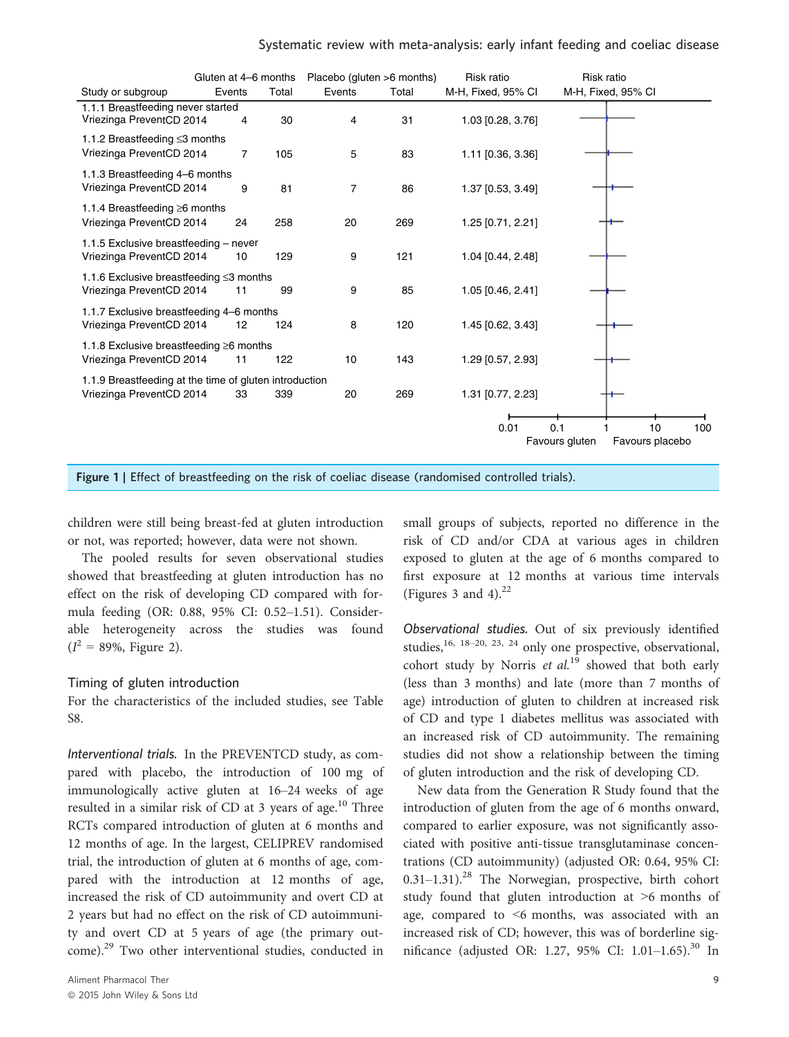| Study or subgroup | Gluten at 4–6 months Events | Gluten at 4–6 months Total | Placebo (gluten >6 months) Events | Placebo (gluten >6 months) Total | Risk ratio M-H, Fixed, 95% CI |
|---|---|---|---|---|---|
| **1.1.1 Breastfeeding never started** | | | | | |
| Vriezinga PreventCD 2014 | 4 | 30 | 4 | 31 | 1.03 [0.28, 3.76] |
| **1.1.2 Breastfeeding ≤3 months** | | | | | |
| Vriezinga PreventCD 2014 | 7 | 105 | 5 | 83 | 1.11 [0.36, 3.36] |
| **1.1.3 Breastfeeding 4–6 months** | | | | | |
| Vriezinga PreventCD 2014 | 9 | 81 | 7 | 86 | 1.37 [0.53, 3.49] |
| **1.1.4 Breastfeeding ≥6 months** | | | | | |
| Vriezinga PreventCD 2014 | 24 | 258 | 20 | 269 | 1.25 [0.71, 2.21] |
| **1.1.5 Exclusive breastfeeding – never** | | | | | |
| Vriezinga PreventCD 2014 | 10 | 129 | 9 | 121 | 1.04 [0.44, 2.48] |
| **1.1.6 Exclusive breastfeeding ≤3 months** | | | | | |
| Vriezinga PreventCD 2014 | 11 | 99 | 9 | 85 | 1.05 [0.46, 2.41] |
| **1.1.7 Exclusive breastfeeding 4–6 months** | | | | | |
| Vriezinga PreventCD 2014 | 12 | 124 | 8 | 120 | 1.45 [0.62, 3.43] |
| **1.1.8 Exclusive breastfeeding ≥6 months** | | | | | |
| Vriezinga PreventCD 2014 | 11 | 122 | 10 | 143 | 1.29 [0.57, 2.93] |
| **1.1.9 Breastfeeding at the time of gluten introduction** | | | | | |
| Vriezinga PreventCD 2014 | 33 | 339 | 20 | 269 | 1.31 [0.77, 2.23] |

Risk ratio M-H, Fixed, 95% CI (axis: 0.01, 0.1, 1, 10, 100; Favours gluten / Favours placebo)

**Figure 1** | Effect of breastfeeding on the risk of coeliac disease (randomised controlled trials).

children were still being breast-fed at gluten introduction or not, was reported; however, data were not shown.

The pooled results for seven observational studies showed that breastfeeding at gluten introduction has no effect on the risk of developing CD compared with formula feeding (OR: 0.88, 95% CI: 0.52–1.51). Considerable heterogeneity across the studies was found ($I^2$ = 89%, Figure 2).

### Timing of gluten introduction

For the characteristics of the included studies, see Table S8.

*Interventional trials.* In the PREVENTCD study, as compared with placebo, the introduction of 100 mg of immunologically active gluten at 16–24 weeks of age resulted in a similar risk of CD at 3 years of age.[10] Three RCTs compared introduction of gluten at 6 months and 12 months of age. In the largest, CELIPREV randomised trial, the introduction of gluten at 6 months of age, compared with the introduction at 12 months of age, increased the risk of CD autoimmunity and overt CD at 2 years but had no effect on the risk of CD autoimmunity and overt CD at 5 years of age (the primary outcome).[29] Two other interventional studies, conducted in small groups of subjects, reported no difference in the risk of CD and/or CDA at various ages in children exposed to gluten at the age of 6 months compared to first exposure at 12 months at various time intervals (Figures 3 and 4).[22]

*Observational studies.* Out of six previously identified studies,[16, 18–20, 23, 24] only one prospective, observational, cohort study by Norris *et al.*[19] showed that both early (less than 3 months) and late (more than 7 months of age) introduction of gluten to children at increased risk of CD and type 1 diabetes mellitus was associated with an increased risk of CD autoimmunity. The remaining studies did not show a relationship between the timing of gluten introduction and the risk of developing CD.

New data from the Generation R Study found that the introduction of gluten from the age of 6 months onward, compared to earlier exposure, was not significantly associated with positive anti-tissue transglutaminase concentrations (CD autoimmunity) (adjusted OR: 0.64, 95% CI: 0.31–1.31).[28] The Norwegian, prospective, birth cohort study found that gluten introduction at >6 months of age, compared to <6 months, was associated with an increased risk of CD; however, this was of borderline significance (adjusted OR: 1.27, 95% CI: 1.01–1.65).[30] In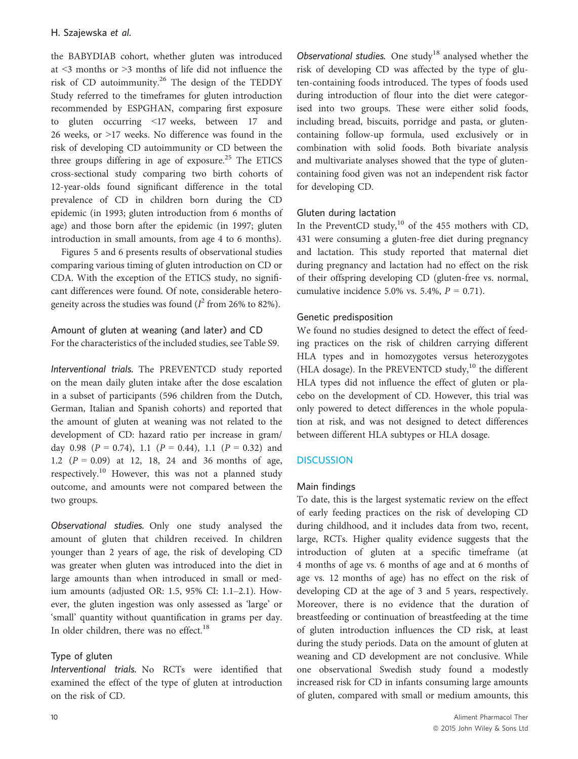the BABYDIAB cohort, whether gluten was introduced at <3 months or >3 months of life did not influence the risk of CD autoimmunity.[26] The design of the TEDDY Study referred to the timeframes for gluten introduction recommended by ESPGHAN, comparing first exposure to gluten occurring <17 weeks, between 17 and 26 weeks, or >17 weeks. No difference was found in the risk of developing CD autoimmunity or CD between the three groups differing in age of exposure.[25] The ETICS cross-sectional study comparing two birth cohorts of 12-year-olds found significant difference in the total prevalence of CD in children born during the CD epidemic (in 1993; gluten introduction from 6 months of age) and those born after the epidemic (in 1997; gluten introduction in small amounts, from age 4 to 6 months).

Figures 5 and 6 presents results of observational studies comparing various timing of gluten introduction on CD or CDA. With the exception of the ETICS study, no significant differences were found. Of note, considerable heterogeneity across the studies was found ($I^2$ from 26% to 82%).

### Amount of gluten at weaning (and later) and CD

For the characteristics of the included studies, see Table S9.

*Interventional trials.* The PREVENTCD study reported on the mean daily gluten intake after the dose escalation in a subset of participants (596 children from the Dutch, German, Italian and Spanish cohorts) and reported that the amount of gluten at weaning was not related to the development of CD: hazard ratio per increase in gram/day 0.98 ($P = 0.74$), 1.1 ($P = 0.44$), 1.1 ($P = 0.32$) and 1.2 ($P = 0.09$) at 12, 18, 24 and 36 months of age, respectively.[10] However, this was not a planned study outcome, and amounts were not compared between the two groups.

*Observational studies.* Only one study analysed the amount of gluten that children received. In children younger than 2 years of age, the risk of developing CD was greater when gluten was introduced into the diet in large amounts than when introduced in small or medium amounts (adjusted OR: 1.5, 95% CI: 1.1–2.1). However, the gluten ingestion was only assessed as 'large' or 'small' quantity without quantification in grams per day. In older children, there was no effect.[18]

### Type of gluten

*Interventional trials.* No RCTs were identified that examined the effect of the type of gluten at introduction on the risk of CD.

*Observational studies.* One study[18] analysed whether the risk of developing CD was affected by the type of gluten-containing foods introduced. The types of foods used during introduction of flour into the diet were categorised into two groups. These were either solid foods, including bread, biscuits, porridge and pasta, or gluten-containing follow-up formula, used exclusively or in combination with solid foods. Both bivariate analysis and multivariate analyses showed that the type of gluten-containing food given was not an independent risk factor for developing CD.

### Gluten during lactation

In the PreventCD study,[10] of the 455 mothers with CD, 431 were consuming a gluten-free diet during pregnancy and lactation. This study reported that maternal diet during pregnancy and lactation had no effect on the risk of their offspring developing CD (gluten-free vs. normal, cumulative incidence 5.0% vs. 5.4%, $P = 0.71$).

### Genetic predisposition

We found no studies designed to detect the effect of feeding practices on the risk of children carrying different HLA types and in homozygotes versus heterozygotes (HLA dosage). In the PREVENTCD study,[10] the different HLA types did not influence the effect of gluten or placebo on the development of CD. However, this trial was only powered to detect differences in the whole population at risk, and was not designed to detect differences between different HLA subtypes or HLA dosage.

## DISCUSSION

### Main findings

To date, this is the largest systematic review on the effect of early feeding practices on the risk of developing CD during childhood, and it includes data from two, recent, large, RCTs. Higher quality evidence suggests that the introduction of gluten at a specific timeframe (at 4 months of age vs. 6 months of age and at 6 months of age vs. 12 months of age) has no effect on the risk of developing CD at the age of 3 and 5 years, respectively. Moreover, there is no evidence that the duration of breastfeeding or continuation of breastfeeding at the time of gluten introduction influences the CD risk, at least during the study periods. Data on the amount of gluten at weaning and CD development are not conclusive. While one observational Swedish study found a modestly increased risk for CD in infants consuming large amounts of gluten, compared with small or medium amounts, this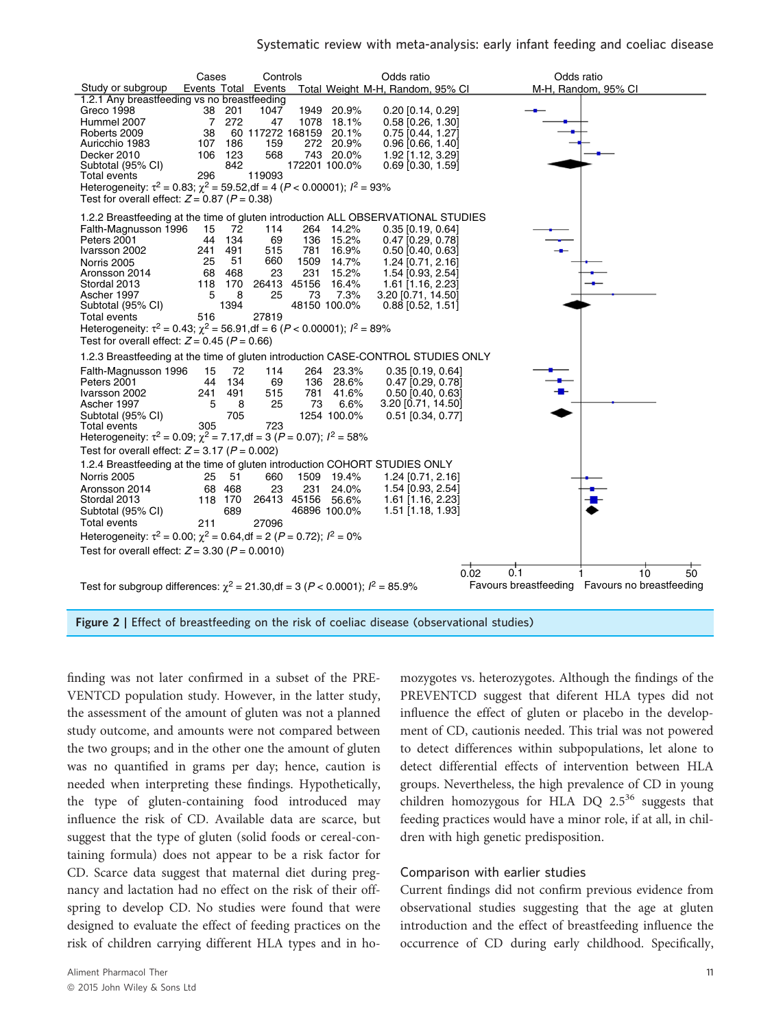| Study or subgroup | Cases Events | Cases Total | Controls Events | Controls Total | Weight | Odds ratio M-H, Random, 95% CI |
|---|---|---|---|---|---|---|
| **1.2.1 Any breastfeeding vs no breastfeeding** | | | | | | |
| Greco 1998 | 38 | 201 | 1047 | 1949 | 20.9% | 0.20 [0.14, 0.29] |
| Hummel 2007 | 7 | 272 | 47 | 1078 | 18.1% | 0.58 [0.26, 1.30] |
| Roberts 2009 | 38 | 60 | 117272 | 168159 | 20.1% | 0.75 [0.44, 1.27] |
| Auricchio 1983 | 107 | 186 | 159 | 272 | 20.9% | 0.96 [0.66, 1.40] |
| Decker 2010 | 106 | 123 | 568 | 743 | 20.0% | 1.92 [1.12, 3.29] |
| Subtotal (95% CI) | | 842 | | 172201 | 100.0% | 0.69 [0.30, 1.59] |
| Total events | 296 | | 119093 | | | |
| Heterogeneity: $\tau^2 = 0.83$; $\chi^2 = 59.52$, df = 4 ($P < 0.00001$); $I^2 = 93\%$ | | | | | | |
| Test for overall effect: $Z = 0.87$ ($P = 0.38$) | | | | | | |
| **1.2.2 Breastfeeding at the time of gluten introduction ALL OBSERVATIONAL STUDIES** | | | | | | |
| Falth-Magnusson 1996 | 15 | 72 | 114 | 264 | 14.2% | 0.35 [0.19, 0.64] |
| Peters 2001 | 44 | 134 | 69 | 136 | 15.2% | 0.47 [0.29, 0.78] |
| Ivarsson 2002 | 241 | 491 | 515 | 781 | 16.9% | 0.50 [0.40, 0.63] |
| Norris 2005 | 25 | 51 | 660 | 1509 | 14.7% | 1.24 [0.71, 2.16] |
| Aronsson 2014 | 68 | 468 | 23 | 231 | 15.2% | 1.54 [0.93, 2.54] |
| Stordal 2013 | 118 | 170 | 26413 | 45156 | 16.4% | 1.61 [1.16, 2.23] |
| Ascher 1997 | 5 | 8 | 25 | 73 | 7.3% | 3.20 [0.71, 14.50] |
| Subtotal (95% CI) | | 1394 | | 48150 | 100.0% | 0.88 [0.52, 1.51] |
| Total events | 516 | | 27819 | | | |
| Heterogeneity: $\tau^2 = 0.43$; $\chi^2 = 56.91$, df = 6 ($P < 0.00001$); $I^2 = 89\%$ | | | | | | |
| Test for overall effect: $Z = 0.45$ ($P = 0.66$) | | | | | | |
| **1.2.3 Breastfeeding at the time of gluten introduction CASE-CONTROL STUDIES ONLY** | | | | | | |
| Falth-Magnusson 1996 | 15 | 72 | 114 | 264 | 23.3% | 0.35 [0.19, 0.64] |
| Peters 2001 | 44 | 134 | 69 | 136 | 28.6% | 0.47 [0.29, 0.78] |
| Ivarsson 2002 | 241 | 491 | 515 | 781 | 41.6% | 0.50 [0.40, 0.63] |
| Ascher 1997 | 5 | 8 | 25 | 73 | 6.6% | 3.20 [0.71, 14.50] |
| Subtotal (95% CI) | | 705 | | 1254 | 100.0% | 0.51 [0.34, 0.77] |
| Total events | 305 | | 723 | | | |
| Heterogeneity: $\tau^2 = 0.09$; $\chi^2 = 7.17$, df = 3 ($P = 0.07$); $I^2 = 58\%$ | | | | | | |
| Test for overall effect: $Z = 3.17$ ($P = 0.002$) | | | | | | |
| **1.2.4 Breastfeeding at the time of gluten introduction COHORT STUDIES ONLY** | | | | | | |
| Norris 2005 | 25 | 51 | 660 | 1509 | 19.4% | 1.24 [0.71, 2.16] |
| Aronsson 2014 | 68 | 468 | 23 | 231 | 24.0% | 1.54 [0.93, 2.54] |
| Stordal 2013 | 118 | 170 | 26413 | 45156 | 56.6% | 1.61 [1.16, 2.23] |
| Subtotal (95% CI) | | 689 | | 46896 | 100.0% | 1.51 [1.18, 1.93] |
| Total events | 211 | | 27096 | | | |
| Heterogeneity: $\tau^2 = 0.00$; $\chi^2 = 0.64$, df = 2 ($P = 0.72$); $I^2 = 0\%$ | | | | | | |
| Test for overall effect: $Z = 3.30$ ($P = 0.0010$) | | | | | | |

Test for subgroup differences: $\chi^2 = 21.30$, df = 3 ($P < 0.0001$); $I^2 = 85.9\%$

Odds ratio M-H, Random, 95% CI axis: 0.02, 0.1, 1, 10, 50 — Favours breastfeeding | Favours no breastfeeding

**Figure 2** | Effect of breastfeeding on the risk of coeliac disease (observational studies)

finding was not later confirmed in a subset of the PREVENTCD population study. However, in the latter study, the assessment of the amount of gluten was not a planned study outcome, and amounts were not compared between the two groups; and in the other one the amount of gluten was no quantified in grams per day; hence, caution is needed when interpreting these findings. Hypothetically, the type of gluten-containing food introduced may influence the risk of CD. Available data are scarce, but suggest that the type of gluten (solid foods or cereal-containing formula) does not appear to be a risk factor for CD. Scarce data suggest that maternal diet during pregnancy and lactation had no effect on the risk of their offspring to develop CD. No studies were found that were designed to evaluate the effect of feeding practices on the risk of children carrying different HLA types and in homozygotes vs. heterozygotes. Although the findings of the PREVENTCD suggest that different HLA types did not influence the effect of gluten or placebo in the development of CD, cautionis needed. This trial was not powered to detect differences within subpopulations, let alone to detect differential effects of intervention between HLA groups. Nevertheless, the high prevalence of CD in young children homozygous for HLA DQ 2.5[36] suggests that feeding practices would have a minor role, if at all, in children with high genetic predisposition.

## Comparison with earlier studies

Current findings did not confirm previous evidence from observational studies suggesting that the age at gluten introduction and the effect of breastfeeding influence the occurrence of CD during early childhood. Specifically,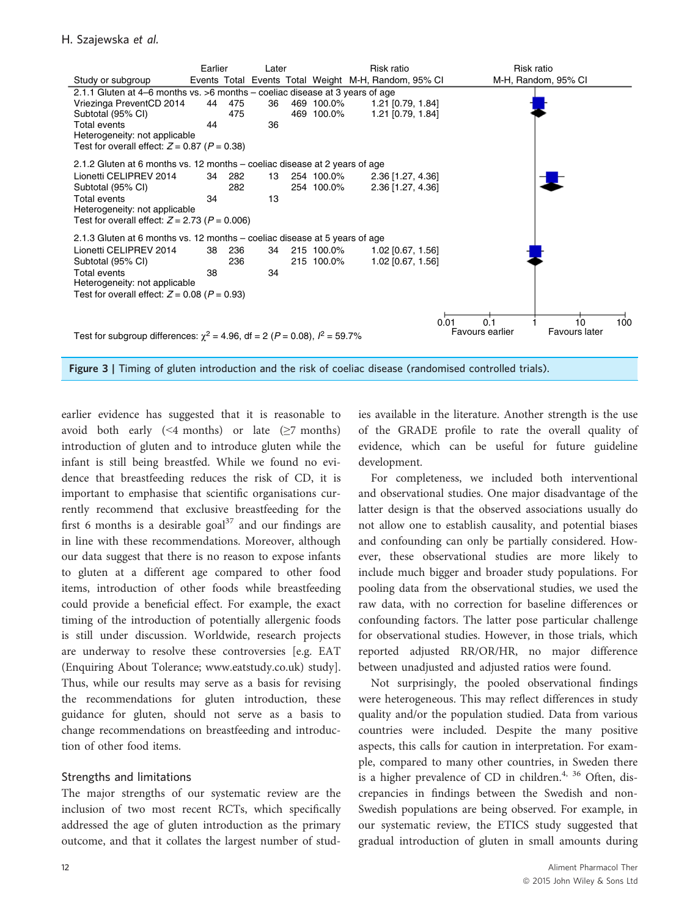| Study or subgroup | Earlier Events | Earlier Total | Later Events | Later Total | Weight | Risk ratio M-H, Random, 95% CI |
|---|---|---|---|---|---|---|
| **2.1.1 Gluten at 4–6 months vs. >6 months – coeliac disease at 3 years of age** | | | | | | |
| Vriezinga PreventCD 2014 | 44 | 475 | 36 | 469 | 100.0% | 1.21 [0.79, 1.84] |
| Subtotal (95% CI) | | 475 | | 469 | 100.0% | 1.21 [0.79, 1.84] |
| Total events | 44 | | 36 | | | |
| Heterogeneity: not applicable | | | | | | |
| Test for overall effect: $Z = 0.87$ ($P = 0.38$) | | | | | | |
| **2.1.2 Gluten at 6 months vs. 12 months – coeliac disease at 2 years of age** | | | | | | |
| Lionetti CELIPREV 2014 | 34 | 282 | 13 | 254 | 100.0% | 2.36 [1.27, 4.36] |
| Subtotal (95% CI) | | 282 | | 254 | 100.0% | 2.36 [1.27, 4.36] |
| Total events | 34 | | 13 | | | |
| Heterogeneity: not applicable | | | | | | |
| Test for overall effect: $Z = 2.73$ ($P = 0.006$) | | | | | | |
| **2.1.3 Gluten at 6 months vs. 12 months – coeliac disease at 5 years of age** | | | | | | |
| Lionetti CELIPREV 2014 | 38 | 236 | 34 | 215 | 100.0% | 1.02 [0.67, 1.56] |
| Subtotal (95% CI) | | 236 | | 215 | 100.0% | 1.02 [0.67, 1.56] |
| Total events | 38 | | 34 | | | |
| Heterogeneity: not applicable | | | | | | |
| Test for overall effect: $Z = 0.08$ ($P = 0.93$) | | | | | | |

Test for subgroup differences: $\chi^2 = 4.96$, df = 2 ($P = 0.08$), $I^2 = 59.7\%$

Risk ratio M-H, Random, 95% CI (axis: 0.01, 0.1, 1, 10, 100; Favours earlier / Favours later)

**Figure 3** | Timing of gluten introduction and the risk of coeliac disease (randomised controlled trials).

earlier evidence has suggested that it is reasonable to avoid both early (<4 months) or late (≥7 months) introduction of gluten and to introduce gluten while the infant is still being breastfed. While we found no evidence that breastfeeding reduces the risk of CD, it is important to emphasise that scientific organisations currently recommend that exclusive breastfeeding for the first 6 months is a desirable goal[37] and our findings are in line with these recommendations. Moreover, although our data suggest that there is no reason to expose infants to gluten at a different age compared to other food items, introduction of other foods while breastfeeding could provide a beneficial effect. For example, the exact timing of the introduction of potentially allergenic foods is still under discussion. Worldwide, research projects are underway to resolve these controversies [e.g. EAT (Enquiring About Tolerance; www.eatstudy.co.uk) study]. Thus, while our results may serve as a basis for revising the recommendations for gluten introduction, these guidance for gluten, should not serve as a basis to change recommendations on breastfeeding and introduction of other food items.

## Strengths and limitations

The major strengths of our systematic review are the inclusion of two most recent RCTs, which specifically addressed the age of gluten introduction as the primary outcome, and that it collates the largest number of studies available in the literature. Another strength is the use of the GRADE profile to rate the overall quality of evidence, which can be useful for future guideline development.

For completeness, we included both interventional and observational studies. One major disadvantage of the latter design is that the observed associations usually do not allow one to establish causality, and potential biases and confounding can only be partially considered. However, these observational studies are more likely to include much bigger and broader study populations. For pooling data from the observational studies, we used the raw data, with no correction for baseline differences or confounding factors. The latter pose particular challenge for observational studies. However, in those trials, which reported adjusted RR/OR/HR, no major difference between unadjusted and adjusted ratios were found.

Not surprisingly, the pooled observational findings were heterogeneous. This may reflect differences in study quality and/or the population studied. Data from various countries were included. Despite the many positive aspects, this calls for caution in interpretation. For example, compared to many other countries, in Sweden there is a higher prevalence of CD in children.[4, 36] Often, discrepancies in findings between the Swedish and non-Swedish populations are being observed. For example, in our systematic review, the ETICS study suggested that gradual introduction of gluten in small amounts during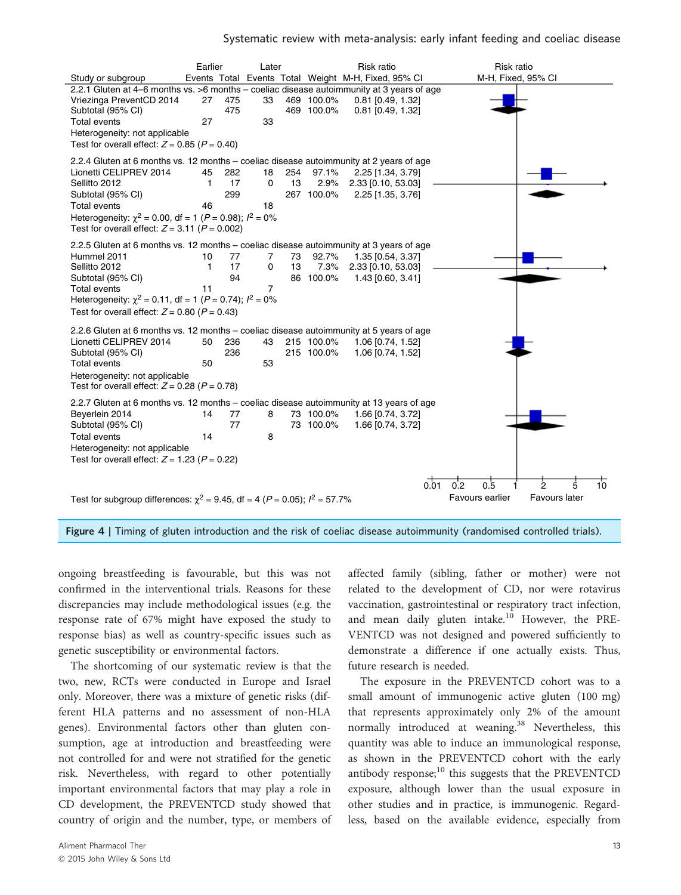| Study or subgroup | Earlier Events | Earlier Total | Later Events | Later Total | Weight | Risk ratio M-H, Fixed, 95% CI |
|---|---|---|---|---|---|---|
| **2.2.1 Gluten at 4–6 months vs. >6 months – coeliac disease autoimmunity at 3 years of age** | | | | | | |
| Vriezinga PreventCD 2014 | 27 | 475 | 33 | 469 | 100.0% | 0.81 [0.49, 1.32] |
| Subtotal (95% CI) | | 475 | | 469 | 100.0% | 0.81 [0.49, 1.32] |
| Total events | 27 | | 33 | | | |
| Heterogeneity: not applicable | | | | | | |
| Test for overall effect: $Z = 0.85$ ($P = 0.40$) | | | | | | |
| **2.2.4 Gluten at 6 months vs. 12 months – coeliac disease autoimmunity at 2 years of age** | | | | | | |
| Lionetti CELIPREV 2014 | 45 | 282 | 18 | 254 | 97.1% | 2.25 [1.34, 3.79] |
| Sellitto 2012 | 1 | 17 | 0 | 13 | 2.9% | 2.33 [0.10, 53.03] |
| Subtotal (95% CI) | | 299 | | 267 | 100.0% | 2.25 [1.35, 3.76] |
| Total events | 46 | | 18 | | | |
| Heterogeneity: $\chi^2 = 0.00$, df = 1 ($P = 0.98$); $I^2 = 0\%$ | | | | | | |
| Test for overall effect: $Z = 3.11$ ($P = 0.002$) | | | | | | |
| **2.2.5 Gluten at 6 months vs. 12 months – coeliac disease autoimmunity at 3 years of age** | | | | | | |
| Hummel 2011 | 10 | 77 | 7 | 73 | 92.7% | 1.35 [0.54, 3.37] |
| Sellitto 2012 | 1 | 17 | 0 | 13 | 7.3% | 2.33 [0.10, 53.03] |
| Subtotal (95% CI) | | 94 | | 86 | 100.0% | 1.43 [0.60, 3.41] |
| Total events | 11 | | 7 | | | |
| Heterogeneity: $\chi^2 = 0.11$, df = 1 ($P = 0.74$); $I^2 = 0\%$ | | | | | | |
| Test for overall effect: $Z = 0.80$ ($P = 0.43$) | | | | | | |
| **2.2.6 Gluten at 6 months vs. 12 months – coeliac disease autoimmunity at 5 years of age** | | | | | | |
| Lionetti CELIPREV 2014 | 50 | 236 | 43 | 215 | 100.0% | 1.06 [0.74, 1.52] |
| Subtotal (95% CI) | | 236 | | 215 | 100.0% | 1.06 [0.74, 1.52] |
| Total events | 50 | | 53 | | | |
| Heterogeneity: not applicable | | | | | | |
| Test for overall effect: $Z = 0.28$ ($P = 0.78$) | | | | | | |
| **2.2.7 Gluten at 6 months vs. 12 months – coeliac disease autoimmunity at 13 years of age** | | | | | | |
| Beyerlein 2014 | 14 | 77 | 8 | 73 | 100.0% | 1.66 [0.74, 3.72] |
| Subtotal (95% CI) | | 77 | | 73 | 100.0% | 1.66 [0.74, 3.72] |
| Total events | 14 | | 8 | | | |
| Heterogeneity: not applicable | | | | | | |
| Test for overall effect: $Z = 1.23$ ($P = 0.22$) | | | | | | |

Risk ratio M-H, Fixed, 95% CI (axis: 0.01, 0.2, 0.5, 1, 2, 5, 10; Favours earlier / Favours later)

Test for subgroup differences: $\chi^2 = 9.45$, df = 4 ($P = 0.05$); $I^2 = 57.7\%$

**Figure 4** | Timing of gluten introduction and the risk of coeliac disease autoimmunity (randomised controlled trials).

ongoing breastfeeding is favourable, but this was not confirmed in the interventional trials. Reasons for these discrepancies may include methodological issues (e.g. the response rate of 67% might have exposed the study to response bias) as well as country-specific issues such as genetic susceptibility or environmental factors.

The shortcoming of our systematic review is that the two, new, RCTs were conducted in Europe and Israel only. Moreover, there was a mixture of genetic risks (different HLA patterns and no assessment of non-HLA genes). Environmental factors other than gluten consumption, age at introduction and breastfeeding were not controlled for and were not stratified for the genetic risk. Nevertheless, with regard to other potentially important environmental factors that may play a role in CD development, the PREVENTCD study showed that country of origin and the number, type, or members of affected family (sibling, father or mother) were not related to the development of CD, nor were rotavirus vaccination, gastrointestinal or respiratory tract infection, and mean daily gluten intake.[10] However, the PREVENTCD was not designed and powered sufficiently to demonstrate a difference if one actually exists. Thus, future research is needed.

The exposure in the PREVENTCD cohort was to a small amount of immunogenic active gluten (100 mg) that represents approximately only 2% of the amount normally introduced at weaning.[38] Nevertheless, this quantity was able to induce an immunological response, as shown in the PREVENTCD cohort with the early antibody response;[10] this suggests that the PREVENTCD exposure, although lower than the usual exposure in other studies and in practice, is immunogenic. Regardless, based on the available evidence, especially from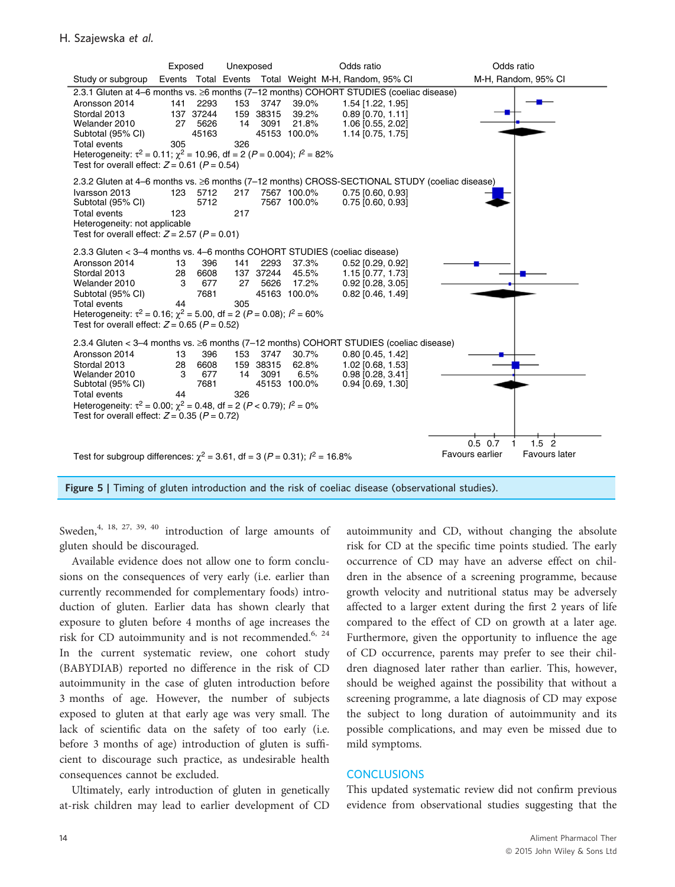| Study or subgroup | Exposed Events | Exposed Total | Unexposed Events | Unexposed Total | Weight | Odds ratio M-H, Random, 95% CI |
|---|---|---|---|---|---|---|
| **2.3.1 Gluten at 4–6 months vs. ≥6 months (7–12 months) COHORT STUDIES (coeliac disease)** | | | | | | |
| Aronsson 2014 | 141 | 2293 | 153 | 3747 | 39.0% | 1.54 [1.22, 1.95] |
| Stordal 2013 | 137 | 37244 | 159 | 38315 | 39.2% | 0.89 [0.70, 1.11] |
| Welander 2010 | 27 | 5626 | 14 | 3091 | 21.8% | 1.06 [0.55, 2.02] |
| Subtotal (95% CI) | | 45163 | | 45153 | 100.0% | 1.14 [0.75, 1.75] |
| Total events | 305 | | 326 | | | |
| Heterogeneity: $\tau^2 = 0.11$; $\chi^2 = 10.96$, df = 2 ($P = 0.004$); $I^2 = 82\%$ | | | | | | |
| Test for overall effect: $Z = 0.61$ ($P = 0.54$) | | | | | | |
| **2.3.2 Gluten at 4–6 months vs. ≥6 months (7–12 months) CROSS-SECTIONAL STUDY (coeliac disease)** | | | | | | |
| Ivarsson 2013 | 123 | 5712 | 217 | 7567 | 100.0% | 0.75 [0.60, 0.93] |
| Subtotal (95% CI) | | 5712 | | 7567 | 100.0% | 0.75 [0.60, 0.93] |
| Total events | 123 | | 217 | | | |
| Heterogeneity: not applicable | | | | | | |
| Test for overall effect: $Z = 2.57$ ($P = 0.01$) | | | | | | |
| **2.3.3 Gluten < 3–4 months vs. 4–6 months COHORT STUDIES (coeliac disease)** | | | | | | |
| Aronsson 2014 | 13 | 396 | 141 | 2293 | 37.3% | 0.52 [0.29, 0.92] |
| Stordal 2013 | 28 | 6608 | 137 | 37244 | 45.5% | 1.15 [0.77, 1.73] |
| Welander 2010 | 3 | 677 | 27 | 5626 | 17.2% | 0.92 [0.28, 3.05] |
| Subtotal (95% CI) | | 7681 | | 45163 | 100.0% | 0.82 [0.46, 1.49] |
| Total events | 44 | | 305 | | | |
| Heterogeneity: $\tau^2 = 0.16$; $\chi^2 = 5.00$, df = 2 ($P = 0.08$); $I^2 = 60\%$ | | | | | | |
| Test for overall effect: $Z = 0.65$ ($P = 0.52$) | | | | | | |
| **2.3.4 Gluten < 3–4 months vs. ≥6 months (7–12 months) COHORT STUDIES (coeliac disease)** | | | | | | |
| Aronsson 2014 | 13 | 396 | 153 | 3747 | 30.7% | 0.80 [0.45, 1.42] |
| Stordal 2013 | 28 | 6608 | 159 | 38315 | 62.8% | 1.02 [0.68, 1.53] |
| Welander 2010 | 3 | 677 | 14 | 3091 | 6.5% | 0.98 [0.28, 3.41] |
| Subtotal (95% CI) | | 7681 | | 45153 | 100.0% | 0.94 [0.69, 1.30] |
| Total events | 44 | | 326 | | | |
| Heterogeneity: $\tau^2 = 0.00$; $\chi^2 = 0.48$, df = 2 ($P < 0.79$); $I^2 = 0\%$ | | | | | | |
| Test for overall effect: $Z = 0.35$ ($P = 0.72$) | | | | | | |

Test for subgroup differences: $\chi^2 = 3.61$, df = 3 ($P = 0.31$); $I^2 = 16.8\%$

Odds ratio M-H, Random, 95% CI: 0.5 0.7 1 1.5 2 — Favours earlier / Favours later

**Figure 5** | Timing of gluten introduction and the risk of coeliac disease (observational studies).

Sweden,[4, 18, 27, 39, 40] introduction of large amounts of gluten should be discouraged.

Available evidence does not allow one to form conclusions on the consequences of very early (i.e. earlier than currently recommended for complementary foods) introduction of gluten. Earlier data has shown clearly that exposure to gluten before 4 months of age increases the risk for CD autoimmunity and is not recommended.[6, 24] In the current systematic review, one cohort study (BABYDIAB) reported no difference in the risk of CD autoimmunity in the case of gluten introduction before 3 months of age. However, the number of subjects exposed to gluten at that early age was very small. The lack of scientific data on the safety of too early (i.e. before 3 months of age) introduction of gluten is sufficient to discourage such practice, as undesirable health consequences cannot be excluded.

Ultimately, early introduction of gluten in genetically at-risk children may lead to earlier development of CD autoimmunity and CD, without changing the absolute risk for CD at the specific time points studied. The early occurrence of CD may have an adverse effect on children in the absence of a screening programme, because growth velocity and nutritional status may be adversely affected to a larger extent during the first 2 years of life compared to the effect of CD on growth at a later age. Furthermore, given the opportunity to influence the age of CD occurrence, parents may prefer to see their children diagnosed later rather than earlier. This, however, should be weighed against the possibility that without a screening programme, a late diagnosis of CD may expose the subject to long duration of autoimmunity and its possible complications, and may even be missed due to mild symptoms.

## CONCLUSIONS

This updated systematic review did not confirm previous evidence from observational studies suggesting that the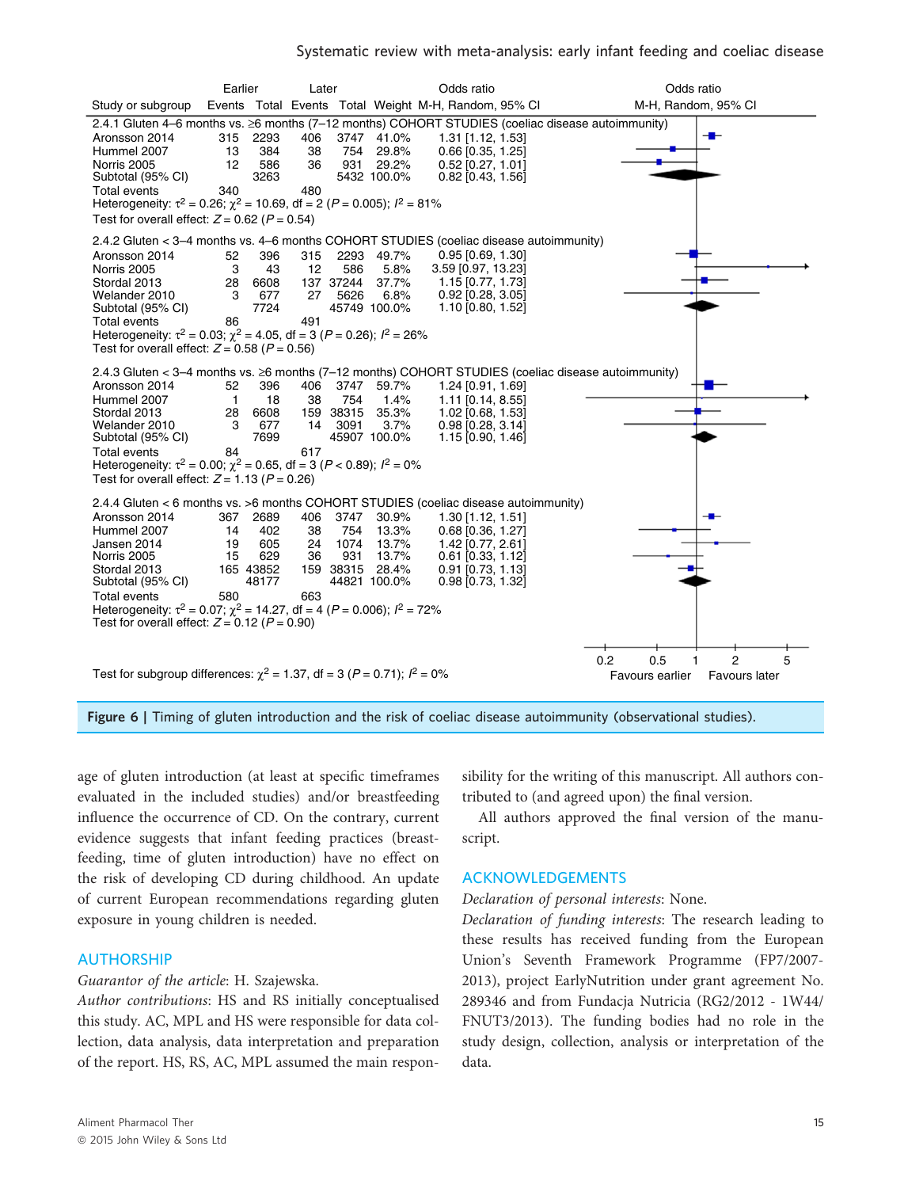| Study or subgroup | Earlier Events | Earlier Total | Later Events | Later Total | Weight | Odds ratio M-H, Random, 95% CI |
|---|---|---|---|---|---|---|
| **2.4.1 Gluten 4–6 months vs. ≥6 months (7–12 months) COHORT STUDIES (coeliac disease autoimmunity)** | | | | | | |
| Aronsson 2014 | 315 | 2293 | 406 | 3747 | 41.0% | 1.31 [1.12, 1.53] |
| Hummel 2007 | 13 | 384 | 38 | 754 | 29.8% | 0.66 [0.35, 1.25] |
| Norris 2005 | 12 | 586 | 36 | 931 | 29.2% | 0.52 [0.27, 1.01] |
| Subtotal (95% CI) | | 3263 | | 5432 | 100.0% | 0.82 [0.43, 1.56] |
| Total events | 340 | | 480 | | | |
| Heterogeneity: $\tau^2 = 0.26$; $\chi^2 = 10.69$, df = 2 ($P = 0.005$); $I^2 = 81\%$ | | | | | | |
| Test for overall effect: $Z = 0.62$ ($P = 0.54$) | | | | | | |
| **2.4.2 Gluten < 3–4 months vs. 4–6 months COHORT STUDIES (coeliac disease autoimmunity)** | | | | | | |
| Aronsson 2014 | 52 | 396 | 315 | 2293 | 49.7% | 0.95 [0.69, 1.30] |
| Norris 2005 | 3 | 43 | 12 | 586 | 5.8% | 3.59 [0.97, 13.23] |
| Stordal 2013 | 28 | 6608 | 137 | 37244 | 37.7% | 1.15 [0.77, 1.73] |
| Welander 2010 | 3 | 677 | 27 | 5626 | 6.8% | 0.92 [0.28, 3.05] |
| Subtotal (95% CI) | | 7724 | | 45749 | 100.0% | 1.10 [0.80, 1.52] |
| Total events | 86 | | 491 | | | |
| Heterogeneity: $\tau^2 = 0.03$; $\chi^2 = 4.05$, df = 3 ($P = 0.26$); $I^2 = 26\%$ | | | | | | |
| Test for overall effect: $Z = 0.58$ ($P = 0.56$) | | | | | | |
| **2.4.3 Gluten < 3–4 months vs. ≥6 months (7–12 months) COHORT STUDIES (coeliac disease autoimmunity)** | | | | | | |
| Aronsson 2014 | 52 | 396 | 406 | 3747 | 59.7% | 1.24 [0.91, 1.69] |
| Hummel 2007 | 1 | 18 | 38 | 754 | 1.4% | 1.11 [0.14, 8.55] |
| Stordal 2013 | 28 | 6608 | 159 | 38315 | 35.3% | 1.02 [0.68, 1.53] |
| Welander 2010 | 3 | 677 | 14 | 3091 | 3.7% | 0.98 [0.28, 3.14] |
| Subtotal (95% CI) | | 7699 | | 45907 | 100.0% | 1.15 [0.90, 1.46] |
| Total events | 84 | | 617 | | | |
| Heterogeneity: $\tau^2 = 0.00$; $\chi^2 = 0.65$, df = 3 ($P < 0.89$); $I^2 = 0\%$ | | | | | | |
| Test for overall effect: $Z = 1.13$ ($P = 0.26$) | | | | | | |
| **2.4.4 Gluten < 6 months vs. >6 months COHORT STUDIES (coeliac disease autoimmunity)** | | | | | | |
| Aronsson 2014 | 367 | 2689 | 406 | 3747 | 30.9% | 1.30 [1.12, 1.51] |
| Hummel 2007 | 14 | 402 | 38 | 754 | 13.3% | 0.68 [0.36, 1.27] |
| Jansen 2014 | 19 | 605 | 24 | 1074 | 13.7% | 1.42 [0.77, 2.61] |
| Norris 2005 | 15 | 629 | 36 | 931 | 13.7% | 0.61 [0.33, 1.12] |
| Stordal 2013 | 165 | 43852 | 159 | 38315 | 28.4% | 0.91 [0.73, 1.13] |
| Subtotal (95% CI) | | 48177 | | 44821 | 100.0% | 0.98 [0.73, 1.32] |
| Total events | 580 | | 663 | | | |
| Heterogeneity: $\tau^2 = 0.07$; $\chi^2 = 14.27$, df = 4 ($P = 0.006$); $I^2 = 72\%$ | | | | | | |
| Test for overall effect: $Z = 0.12$ ($P = 0.90$) | | | | | | |

Test for subgroup differences: $\chi^2 = 1.37$, df = 3 ($P = 0.71$); $I^2 = 0\%$

Odds ratio M-H, Random, 95% CI (axis: 0.2, 0.5, 1, 2, 5; Favours earlier / Favours later)

**Figure 6** | Timing of gluten introduction and the risk of coeliac disease autoimmunity (observational studies).

age of gluten introduction (at least at specific timeframes evaluated in the included studies) and/or breastfeeding influence the occurrence of CD. On the contrary, current evidence suggests that infant feeding practices (breastfeeding, time of gluten introduction) have no effect on the risk of developing CD during childhood. An update of current European recommendations regarding gluten exposure in young children is needed.

## AUTHORSHIP

*Guarantor of the article*: H. Szajewska.

*Author contributions*: HS and RS initially conceptualised this study. AC, MPL and HS were responsible for data collection, data analysis, data interpretation and preparation of the report. HS, RS, AC, MPL assumed the main responsibility for the writing of this manuscript. All authors contributed to (and agreed upon) the final version.

All authors approved the final version of the manuscript.

## ACKNOWLEDGEMENTS

*Declaration of personal interests*: None.

*Declaration of funding interests*: The research leading to these results has received funding from the European Union's Seventh Framework Programme (FP7/2007-2013), project EarlyNutrition under grant agreement No. 289346 and from Fundacja Nutricia (RG2/2012 - 1W44/FNUT3/2013). The funding bodies had no role in the study design, collection, analysis or interpretation of the data.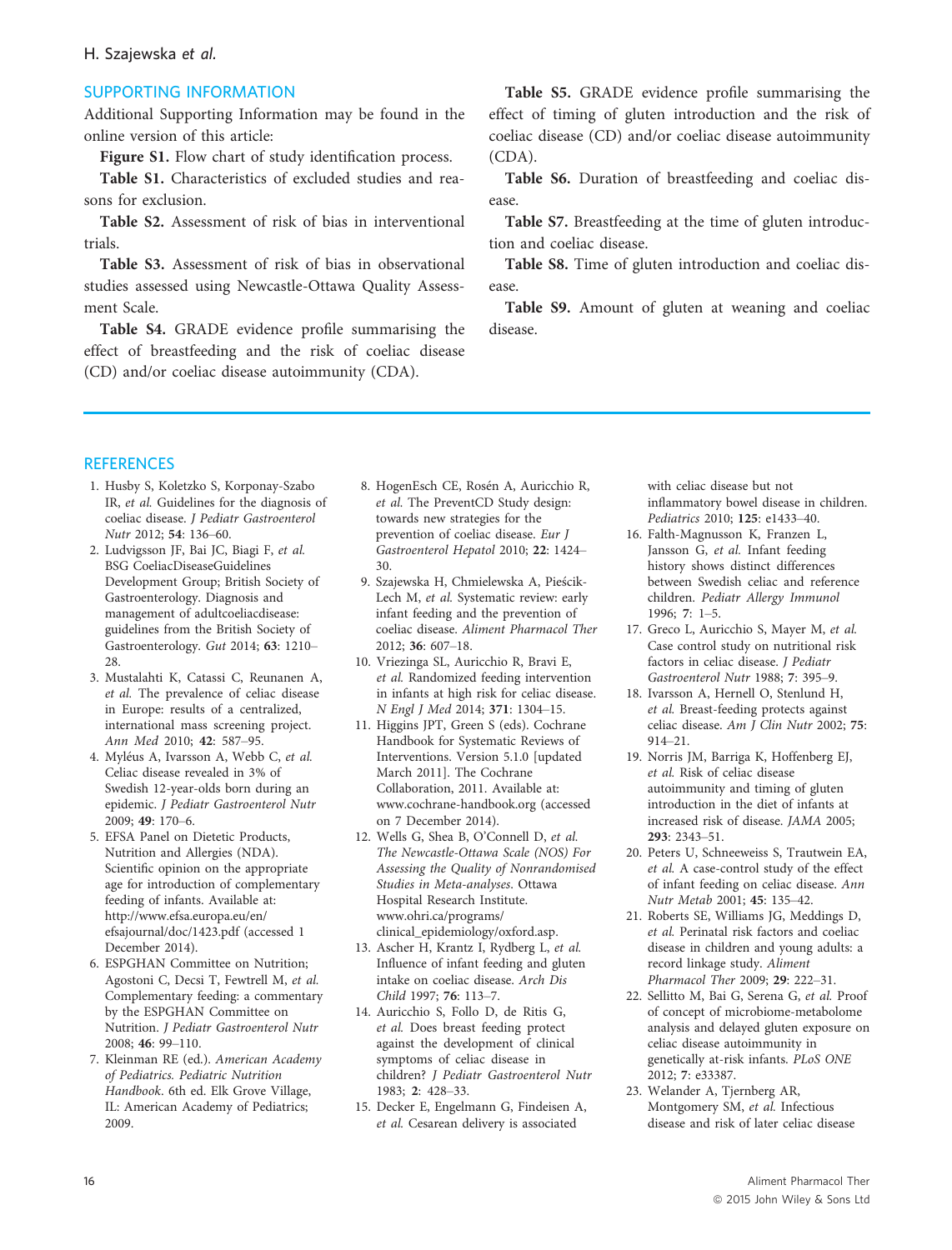## SUPPORTING INFORMATION

Additional Supporting Information may be found in the online version of this article:

**Figure S1.** Flow chart of study identification process.

**Table S1.** Characteristics of excluded studies and reasons for exclusion.

**Table S2.** Assessment of risk of bias in interventional trials.

**Table S3.** Assessment of risk of bias in observational studies assessed using Newcastle-Ottawa Quality Assessment Scale.

**Table S4.** GRADE evidence profile summarising the effect of breastfeeding and the risk of coeliac disease (CD) and/or coeliac disease autoimmunity (CDA).

**Table S5.** GRADE evidence profile summarising the effect of timing of gluten introduction and the risk of coeliac disease (CD) and/or coeliac disease autoimmunity (CDA).

**Table S6.** Duration of breastfeeding and coeliac disease.

**Table S7.** Breastfeeding at the time of gluten introduction and coeliac disease.

**Table S8.** Time of gluten introduction and coeliac disease.

**Table S9.** Amount of gluten at weaning and coeliac disease.

## REFERENCES

1. Husby S, Koletzko S, Korponay-Szabo IR, *et al.* Guidelines for the diagnosis of coeliac disease. *J Pediatr Gastroenterol Nutr* 2012; **54**: 136–60.
2. Ludvigsson JF, Bai JC, Biagi F, *et al.* BSG CoeliacDiseaseGuidelines Development Group; British Society of Gastroenterology. Diagnosis and management of adultcoeliacdisease: guidelines from the British Society of Gastroenterology. *Gut* 2014; **63**: 1210–28.
3. Mustalahti K, Catassi C, Reunanen A, *et al.* The prevalence of celiac disease in Europe: results of a centralized, international mass screening project. *Ann Med* 2010; **42**: 587–95.
4. Myléus A, Ivarsson A, Webb C, *et al.* Celiac disease revealed in 3% of Swedish 12-year-olds born during an epidemic. *J Pediatr Gastroenterol Nutr* 2009; **49**: 170–6.
5. EFSA Panel on Dietetic Products, Nutrition and Allergies (NDA). Scientific opinion on the appropriate age for introduction of complementary feeding of infants. Available at: http://www.efsa.europa.eu/en/efsajournal/doc/1423.pdf (accessed 1 December 2014).
6. ESPGHAN Committee on Nutrition; Agostoni C, Decsi T, Fewtrell M, *et al.* Complementary feeding: a commentary by the ESPGHAN Committee on Nutrition. *J Pediatr Gastroenterol Nutr* 2008; **46**: 99–110.
7. Kleinman RE (ed.). *American Academy of Pediatrics. Pediatric Nutrition Handbook*. 6th ed. Elk Grove Village, IL: American Academy of Pediatrics; 2009.
8. HogenEsch CE, Rosén A, Auricchio R, *et al.* The PreventCD Study design: towards new strategies for the prevention of coeliac disease. *Eur J Gastroenterol Hepatol* 2010; **22**: 1424–30.
9. Szajewska H, Chmielewska A, Pieścik-Lech M, *et al.* Systematic review: early infant feeding and the prevention of coeliac disease. *Aliment Pharmacol Ther* 2012; **36**: 607–18.
10. Vriezinga SL, Auricchio R, Bravi E, *et al.* Randomized feeding intervention in infants at high risk for celiac disease. *N Engl J Med* 2014; **371**: 1304–15.
11. Higgins JPT, Green S (eds). Cochrane Handbook for Systematic Reviews of Interventions. Version 5.1.0 [updated March 2011]. The Cochrane Collaboration, 2011. Available at: www.cochrane-handbook.org (accessed on 7 December 2014).
12. Wells G, Shea B, O'Connell D, *et al.* *The Newcastle-Ottawa Scale (NOS) For Assessing the Quality of Nonrandomised Studies in Meta-analyses.* Ottawa Hospital Research Institute. www.ohri.ca/programs/clinical_epidemiology/oxford.asp.
13. Ascher H, Krantz I, Rydberg L, *et al.* Influence of infant feeding and gluten intake on coeliac disease. *Arch Dis Child* 1997; **76**: 113–7.
14. Auricchio S, Follo D, de Ritis G, *et al.* Does breast feeding protect against the development of clinical symptoms of celiac disease in children? *J Pediatr Gastroenterol Nutr* 1983; **2**: 428–33.
15. Decker E, Engelmann G, Findeisen A, *et al.* Cesarean delivery is associated with celiac disease but not inflammatory bowel disease in children. *Pediatrics* 2010; **125**: e1433–40.
16. Falth-Magnusson K, Franzen L, Jansson G, *et al.* Infant feeding history shows distinct differences between Swedish celiac and reference children. *Pediatr Allergy Immunol* 1996; **7**: 1–5.
17. Greco L, Auricchio S, Mayer M, *et al.* Case control study on nutritional risk factors in celiac disease. *J Pediatr Gastroenterol Nutr* 1988; **7**: 395–9.
18. Ivarsson A, Hernell O, Stenlund H, *et al.* Breast-feeding protects against celiac disease. *Am J Clin Nutr* 2002; **75**: 914–21.
19. Norris JM, Barriga K, Hoffenberg EJ, *et al.* Risk of celiac disease autoimmunity and timing of gluten introduction in the diet of infants at increased risk of disease. *JAMA* 2005; **293**: 2343–51.
20. Peters U, Schneeweiss S, Trautwein EA, *et al.* A case-control study of the effect of infant feeding on celiac disease. *Ann Nutr Metab* 2001; **45**: 135–42.
21. Roberts SE, Williams JG, Meddings D, *et al.* Perinatal risk factors and coeliac disease in children and young adults: a record linkage study. *Aliment Pharmacol Ther* 2009; **29**: 222–31.
22. Sellitto M, Bai G, Serena G, *et al.* Proof of concept of microbiome-metabolome analysis and delayed gluten exposure on celiac disease autoimmunity in genetically at-risk infants. *PLoS ONE* 2012; **7**: e33387.
23. Welander A, Tjernberg AR, Montgomery SM, *et al.* Infectious disease and risk of later celiac disease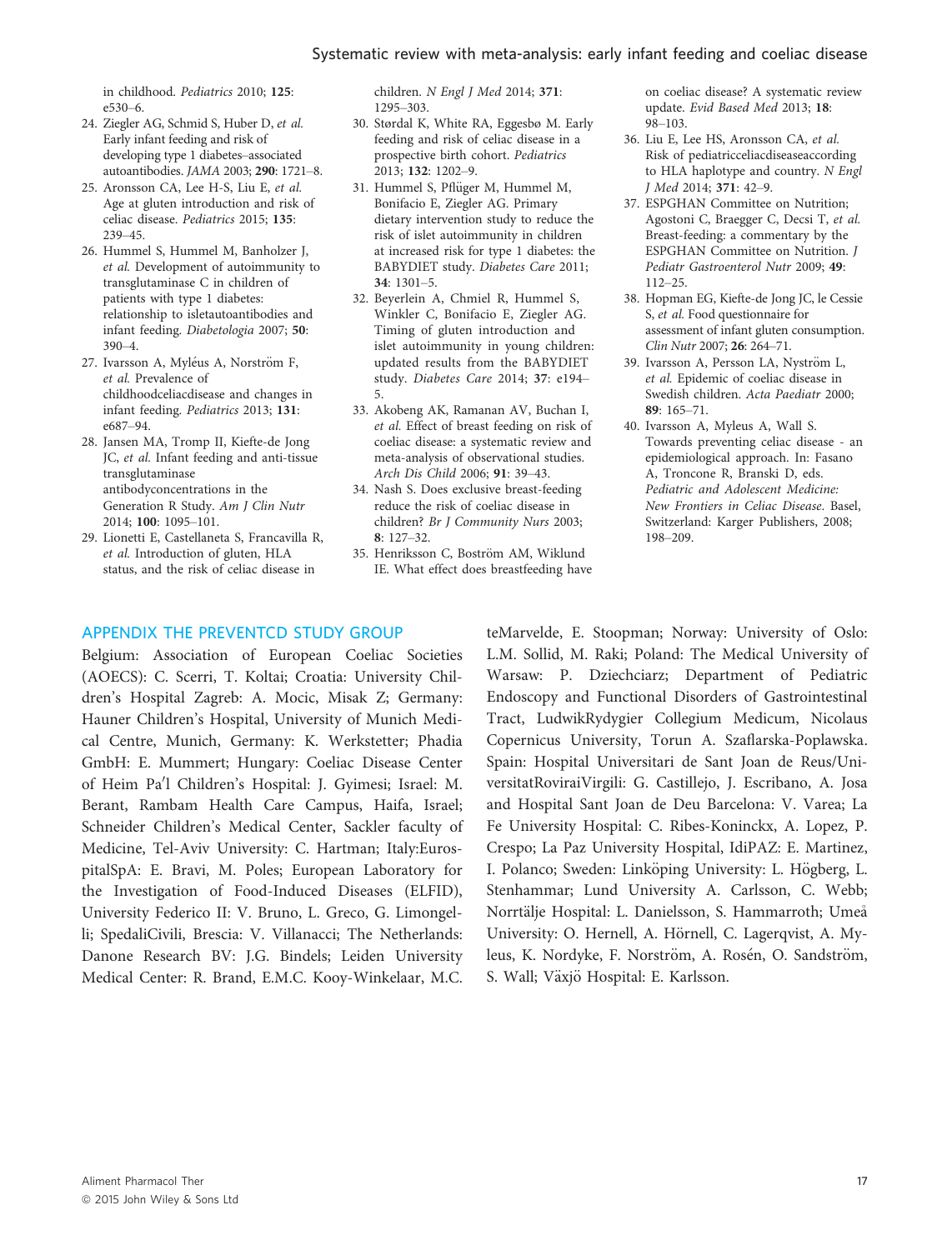in childhood. *Pediatrics* 2010; **125**: e530–6.

24. Ziegler AG, Schmid S, Huber D, *et al.* Early infant feeding and risk of developing type 1 diabetes–associated autoantibodies. *JAMA* 2003; **290**: 1721–8.
25. Aronsson CA, Lee H-S, Liu E, *et al.* Age at gluten introduction and risk of celiac disease. *Pediatrics* 2015; **135**: 239–45.
26. Hummel S, Hummel M, Banholzer J, *et al.* Development of autoimmunity to transglutaminase C in children of patients with type 1 diabetes: relationship to isletautoantibodies and infant feeding. *Diabetologia* 2007; **50**: 390–4.
27. Ivarsson A, Myléus A, Norström F, *et al.* Prevalence of childhoodceliacdisease and changes in infant feeding. *Pediatrics* 2013; **131**: e687–94.
28. Jansen MA, Tromp II, Kiefte-de Jong JC, *et al.* Infant feeding and anti-tissue transglutaminase antibodyconcentrations in the Generation R Study. *Am J Clin Nutr* 2014; **100**: 1095–101.
29. Lionetti E, Castellaneta S, Francavilla R, *et al.* Introduction of gluten, HLA status, and the risk of celiac disease in children. *N Engl J Med* 2014; **371**: 1295–303.
30. Størdal K, White RA, Eggesbø M. Early feeding and risk of celiac disease in a prospective birth cohort. *Pediatrics* 2013; **132**: 1202–9.
31. Hummel S, Pflüger M, Hummel M, Bonifacio E, Ziegler AG. Primary dietary intervention study to reduce the risk of islet autoimmunity in children at increased risk for type 1 diabetes: the BABYDIET study. *Diabetes Care* 2011; **34**: 1301–5.
32. Beyerlein A, Chmiel R, Hummel S, Winkler C, Bonifacio E, Ziegler AG. Timing of gluten introduction and islet autoimmunity in young children: updated results from the BABYDIET study. *Diabetes Care* 2014; **37**: e194–5.
33. Akobeng AK, Ramanan AV, Buchan I, *et al.* Effect of breast feeding on risk of coeliac disease: a systematic review and meta-analysis of observational studies. *Arch Dis Child* 2006; **91**: 39–43.
34. Nash S. Does exclusive breast-feeding reduce the risk of coeliac disease in children? *Br J Community Nurs* 2003; **8**: 127–32.
35. Henriksson C, Boström AM, Wiklund IE. What effect does breastfeeding have on coeliac disease? A systematic review update. *Evid Based Med* 2013; **18**: 98–103.
36. Liu E, Lee HS, Aronsson CA, *et al.* Risk of pediatricceliacdiseaseaccording to HLA haplotype and country. *N Engl J Med* 2014; **371**: 42–9.
37. ESPGHAN Committee on Nutrition; Agostoni C, Braegger C, Decsi T, *et al.* Breast-feeding: a commentary by the ESPGHAN Committee on Nutrition. *J Pediatr Gastroenterol Nutr* 2009; **49**: 112–25.
38. Hopman EG, Kiefte-de Jong JC, le Cessie S, *et al.* Food questionnaire for assessment of infant gluten consumption. *Clin Nutr* 2007; **26**: 264–71.
39. Ivarsson A, Persson LA, Nyström L, *et al.* Epidemic of coeliac disease in Swedish children. *Acta Paediatr* 2000; **89**: 165–71.
40. Ivarsson A, Myleus A, Wall S. Towards preventing celiac disease - an epidemiological approach. In: Fasano A, Troncone R, Branski D, eds. *Pediatric and Adolescent Medicine: New Frontiers in Celiac Disease*. Basel, Switzerland: Karger Publishers, 2008; 198–209.

## APPENDIX THE PREVENTCD STUDY GROUP

Belgium: Association of European Coeliac Societies (AOECS): C. Scerri, T. Koltai; Croatia: University Children's Hospital Zagreb: A. Mocic, Misak Z; Germany: Hauner Children's Hospital, University of Munich Medical Centre, Munich, Germany: K. Werkstetter; Phadia GmbH: E. Mummert; Hungary: Coeliac Disease Center of Heim Pa'l Children's Hospital: J. Gyimesi; Israel: M. Berant, Rambam Health Care Campus, Haifa, Israel; Schneider Children's Medical Center, Sackler faculty of Medicine, Tel-Aviv University: C. Hartman; Italy:EurospitalSpA: E. Bravi, M. Poles; European Laboratory for the Investigation of Food-Induced Diseases (ELFID), University Federico II: V. Bruno, L. Greco, G. Limongelli; SpedaliCivili, Brescia: V. Villanacci; The Netherlands: Danone Research BV: J.G. Bindels; Leiden University Medical Center: R. Brand, E.M.C. Kooy-Winkelaar, M.C. teMarvelde, E. Stoopman; Norway: University of Oslo: L.M. Sollid, M. Raki; Poland: The Medical University of Warsaw: P. Dziechciarz; Department of Pediatric Endoscopy and Functional Disorders of Gastrointestinal Tract, LudwikRydygier Collegium Medicum, Nicolaus Copernicus University, Torun A. Szaflarska-Poplawska. Spain: Hospital Universitari de Sant Joan de Reus/UniversitatRoviraiVirgili: G. Castillejo, J. Escribano, A. Josa and Hospital Sant Joan de Deu Barcelona: V. Varea; La Fe University Hospital: C. Ribes-Koninckx, A. Lopez, P. Crespo; La Paz University Hospital, IdiPAZ: E. Martinez, I. Polanco; Sweden: Linköping University: L. Högberg, L. Stenhammar; Lund University A. Carlsson, C. Webb; Norrtälje Hospital: L. Danielsson, S. Hammarroth; Umeå University: O. Hernell, A. Hörnell, C. Lagerqvist, A. Myleus, K. Nordyke, F. Norström, A. Rosén, O. Sandström, S. Wall; Växjö Hospital: E. Karlsson.